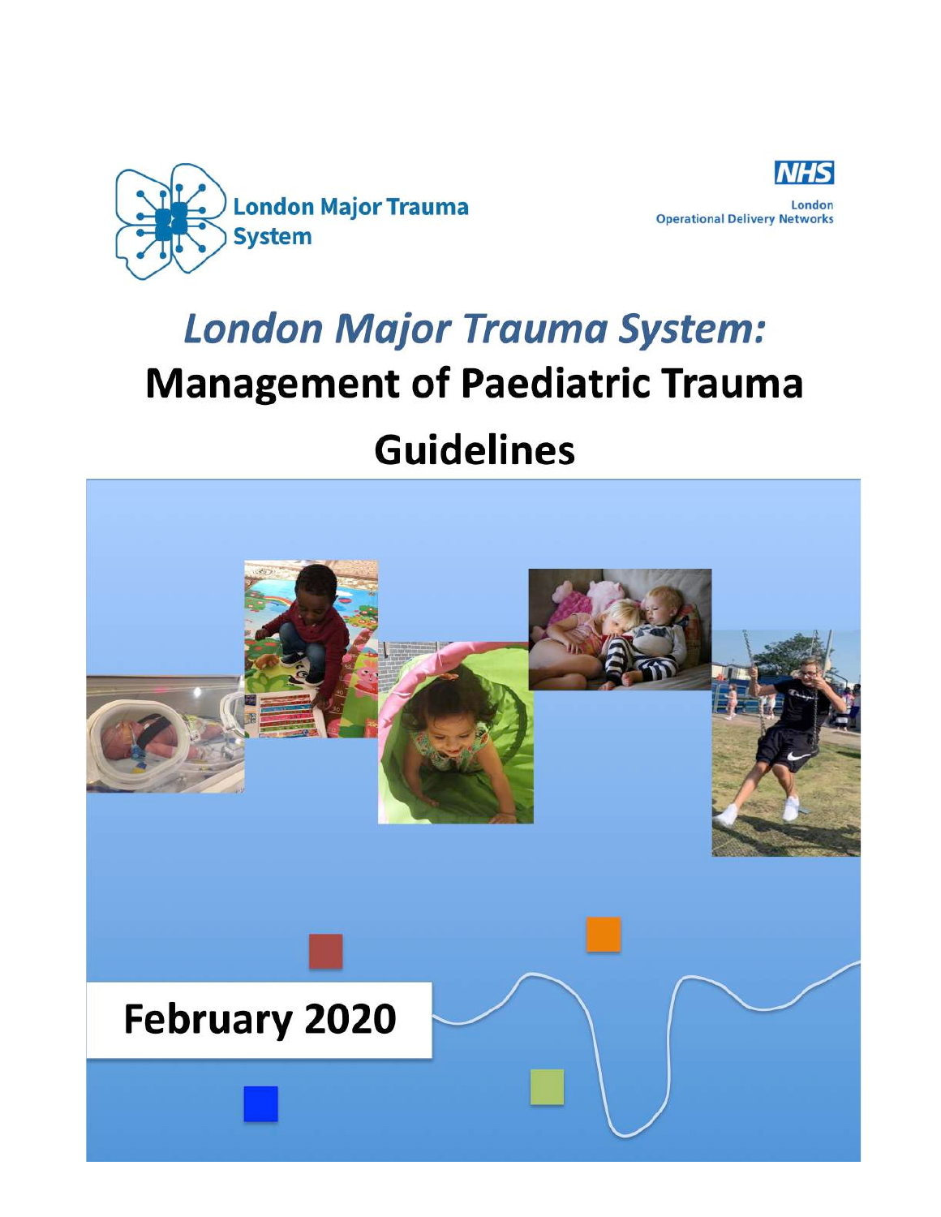London Major Trauma System

NHS
London
Operational Delivery Networks

# *London Major Trauma System:*
# Management of Paediatric Trauma Guidelines

February 2020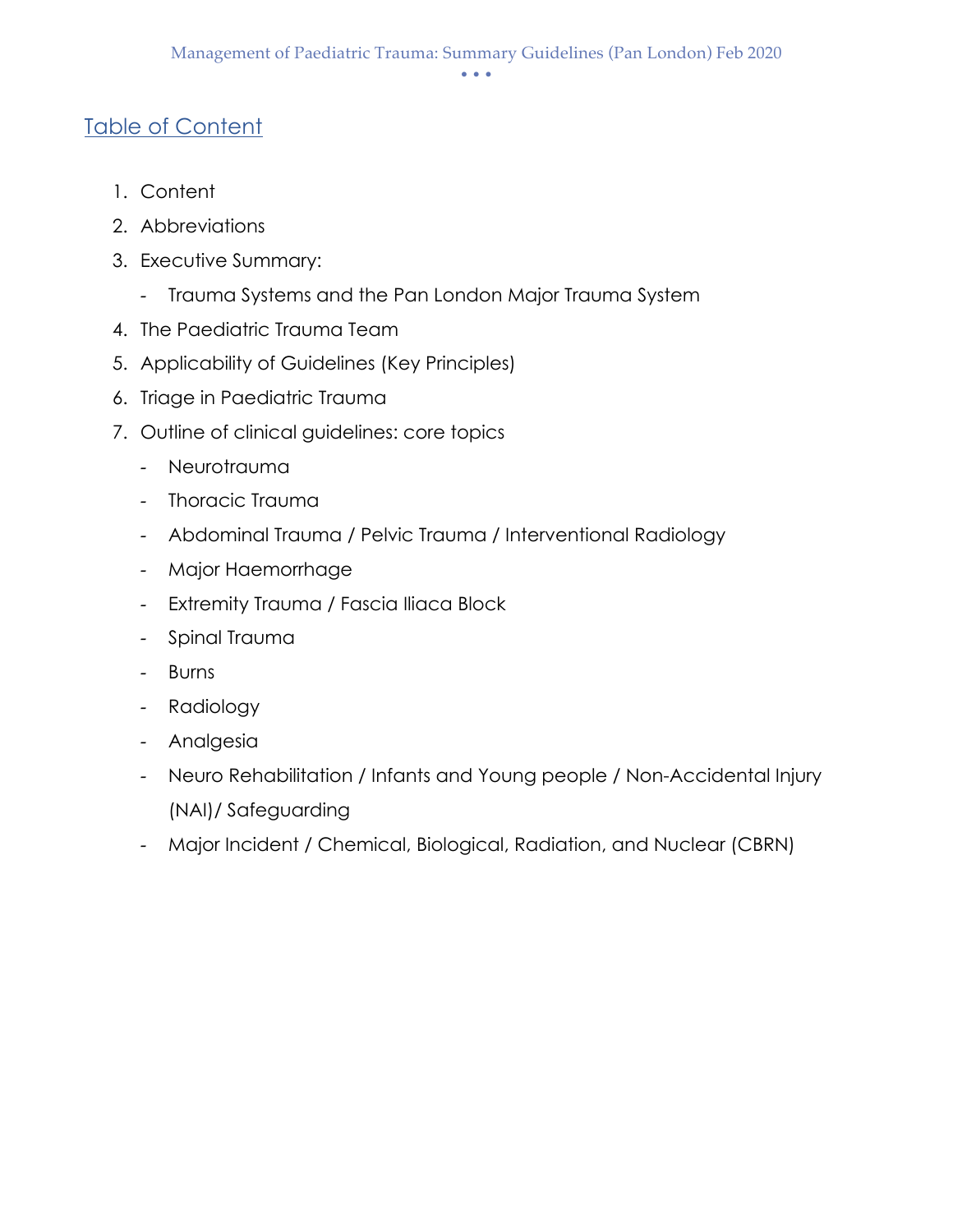## Table of Content

1. Content
2. Abbreviations
3. Executive Summary:
   - Trauma Systems and the Pan London Major Trauma System
4. The Paediatric Trauma Team
5. Applicability of Guidelines (Key Principles)
6. Triage in Paediatric Trauma
7. Outline of clinical guidelines: core topics
   - Neurotrauma
   - Thoracic Trauma
   - Abdominal Trauma / Pelvic Trauma / Interventional Radiology
   - Major Haemorrhage
   - Extremity Trauma / Fascia Iliaca Block
   - Spinal Trauma
   - Burns
   - Radiology
   - Analgesia
   - Neuro Rehabilitation / Infants and Young people / Non-Accidental Injury (NAI)/ Safeguarding
   - Major Incident / Chemical, Biological, Radiation, and Nuclear (CBRN)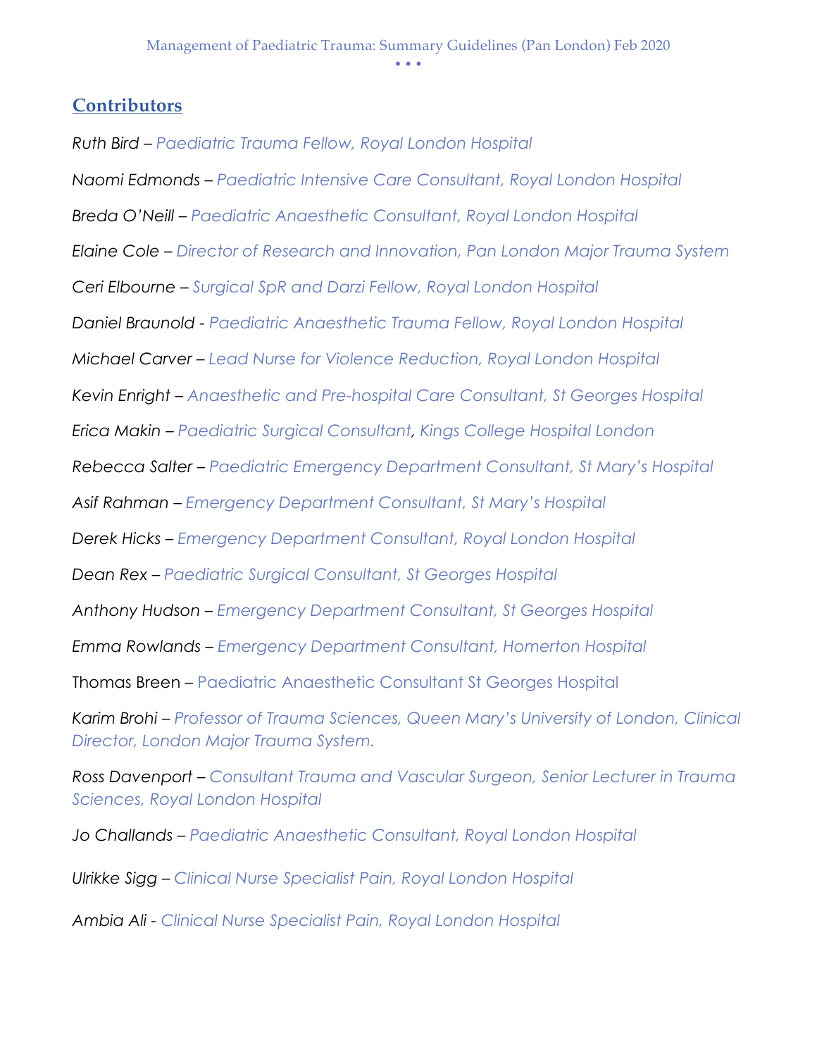## Contributors

*Ruth Bird – Paediatric Trauma Fellow, Royal London Hospital*

*Naomi Edmonds – Paediatric Intensive Care Consultant, Royal London Hospital*

*Breda O'Neill – Paediatric Anaesthetic Consultant, Royal London Hospital*

*Elaine Cole – Director of Research and Innovation, Pan London Major Trauma System*

*Ceri Elbourne – Surgical SpR and Darzi Fellow, Royal London Hospital*

*Daniel Braunold - Paediatric Anaesthetic Trauma Fellow, Royal London Hospital*

*Michael Carver – Lead Nurse for Violence Reduction, Royal London Hospital*

*Kevin Enright – Anaesthetic and Pre-hospital Care Consultant, St Georges Hospital*

*Erica Makin – Paediatric Surgical Consultant, Kings College Hospital London*

*Rebecca Salter – Paediatric Emergency Department Consultant, St Mary's Hospital*

*Asif Rahman – Emergency Department Consultant, St Mary's Hospital*

*Derek Hicks – Emergency Department Consultant, Royal London Hospital*

*Dean Rex – Paediatric Surgical Consultant, St Georges Hospital*

*Anthony Hudson – Emergency Department Consultant, St Georges Hospital*

*Emma Rowlands – Emergency Department Consultant, Homerton Hospital*

Thomas Breen – Paediatric Anaesthetic Consultant St Georges Hospital

*Karim Brohi – Professor of Trauma Sciences, Queen Mary's University of London, Clinical Director, London Major Trauma System.*

*Ross Davenport – Consultant Trauma and Vascular Surgeon, Senior Lecturer in Trauma Sciences, Royal London Hospital*

*Jo Challands – Paediatric Anaesthetic Consultant, Royal London Hospital*

*Ulrikke Sigg – Clinical Nurse Specialist Pain, Royal London Hospital*

*Ambia Ali - Clinical Nurse Specialist Pain, Royal London Hospital*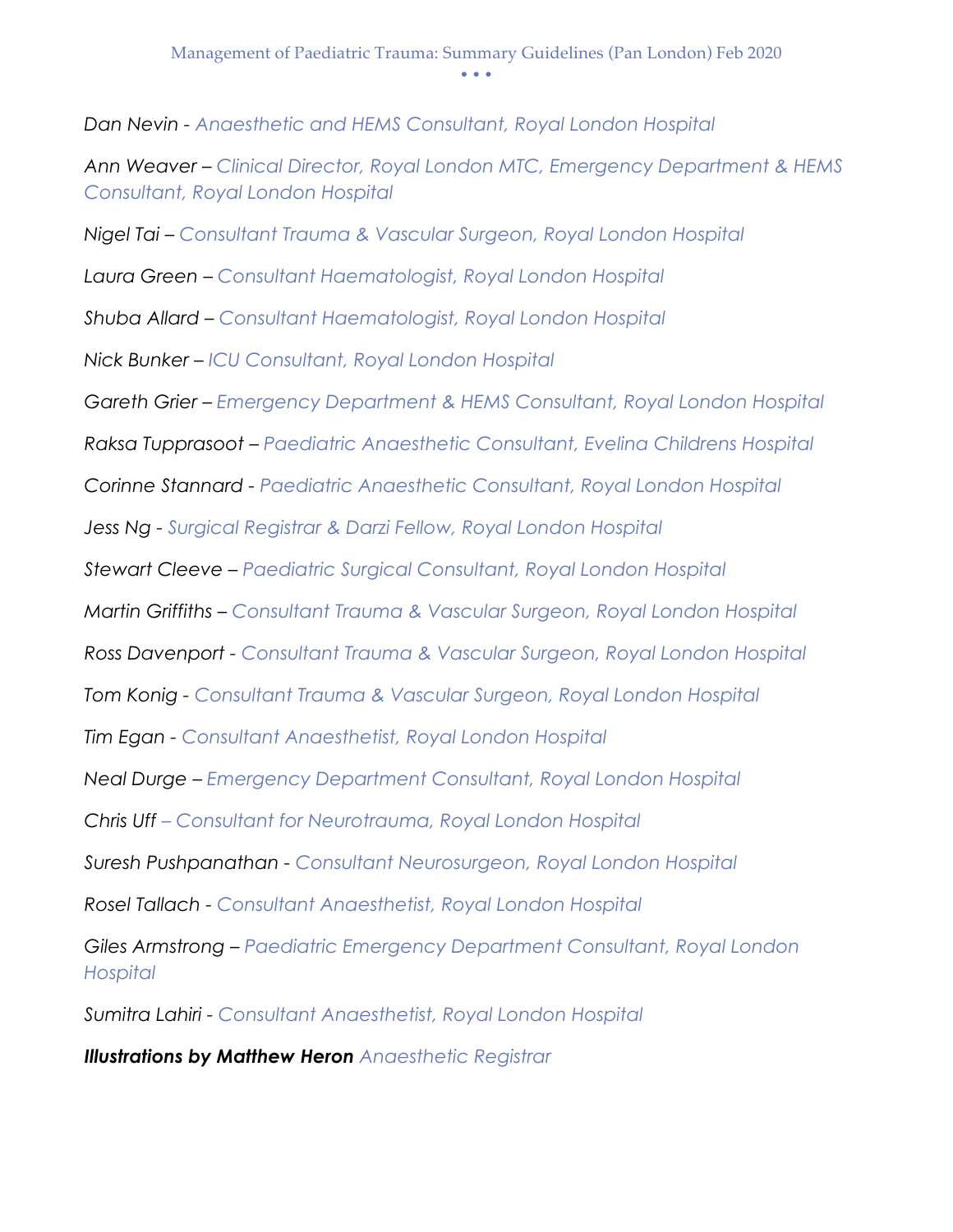*Dan Nevin - Anaesthetic and HEMS Consultant, Royal London Hospital*

*Ann Weaver – Clinical Director, Royal London MTC, Emergency Department & HEMS Consultant, Royal London Hospital*

*Nigel Tai – Consultant Trauma & Vascular Surgeon, Royal London Hospital*

*Laura Green – Consultant Haematologist, Royal London Hospital*

*Shuba Allard – Consultant Haematologist, Royal London Hospital*

*Nick Bunker – ICU Consultant, Royal London Hospital*

*Gareth Grier – Emergency Department & HEMS Consultant, Royal London Hospital*

*Raksa Tupprasoot – Paediatric Anaesthetic Consultant, Evelina Childrens Hospital*

*Corinne Stannard - Paediatric Anaesthetic Consultant, Royal London Hospital*

*Jess Ng - Surgical Registrar & Darzi Fellow, Royal London Hospital*

*Stewart Cleeve – Paediatric Surgical Consultant, Royal London Hospital*

*Martin Griffiths – Consultant Trauma & Vascular Surgeon, Royal London Hospital*

*Ross Davenport - Consultant Trauma & Vascular Surgeon, Royal London Hospital*

*Tom Konig - Consultant Trauma & Vascular Surgeon, Royal London Hospital*

*Tim Egan - Consultant Anaesthetist, Royal London Hospital*

*Neal Durge – Emergency Department Consultant, Royal London Hospital*

*Chris Uff – Consultant for Neurotrauma, Royal London Hospital*

*Suresh Pushpanathan - Consultant Neurosurgeon, Royal London Hospital*

*Rosel Tallach - Consultant Anaesthetist, Royal London Hospital*

*Giles Armstrong – Paediatric Emergency Department Consultant, Royal London Hospital*

*Sumitra Lahiri - Consultant Anaesthetist, Royal London Hospital*

***Illustrations by Matthew Heron*** *Anaesthetic Registrar*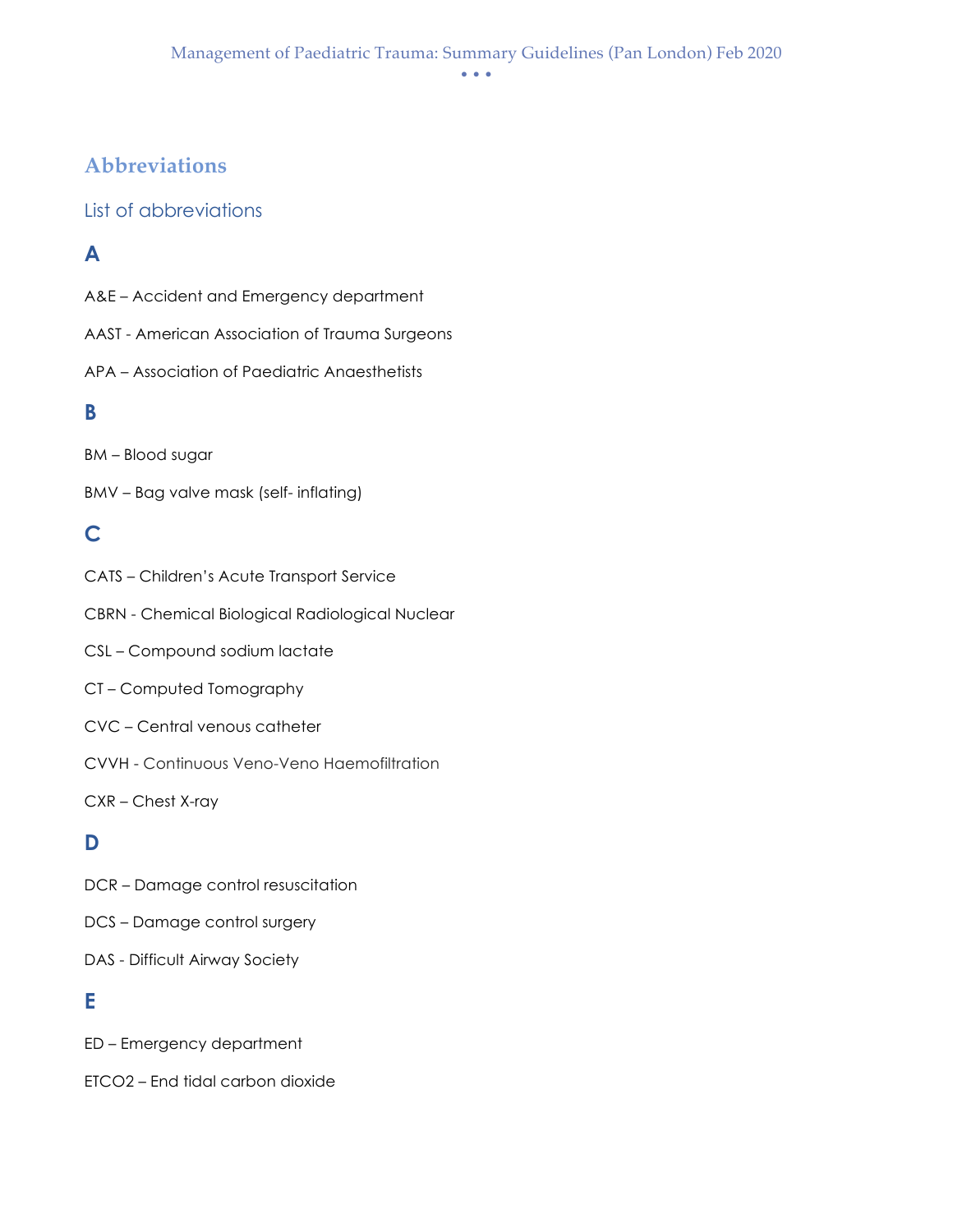# Abbreviations

## List of abbreviations

### A

A&E – Accident and Emergency department

AAST - American Association of Trauma Surgeons

APA – Association of Paediatric Anaesthetists

### B

BM – Blood sugar

BMV – Bag valve mask (self- inflating)

### C

CATS – Children's Acute Transport Service

CBRN - Chemical Biological Radiological Nuclear

CSL – Compound sodium lactate

CT – Computed Tomography

CVC – Central venous catheter

CVVH - Continuous Veno-Veno Haemofiltration

CXR – Chest X-ray

### D

DCR – Damage control resuscitation

DCS – Damage control surgery

DAS - Difficult Airway Society

### E

ED – Emergency department

ETCO2 – End tidal carbon dioxide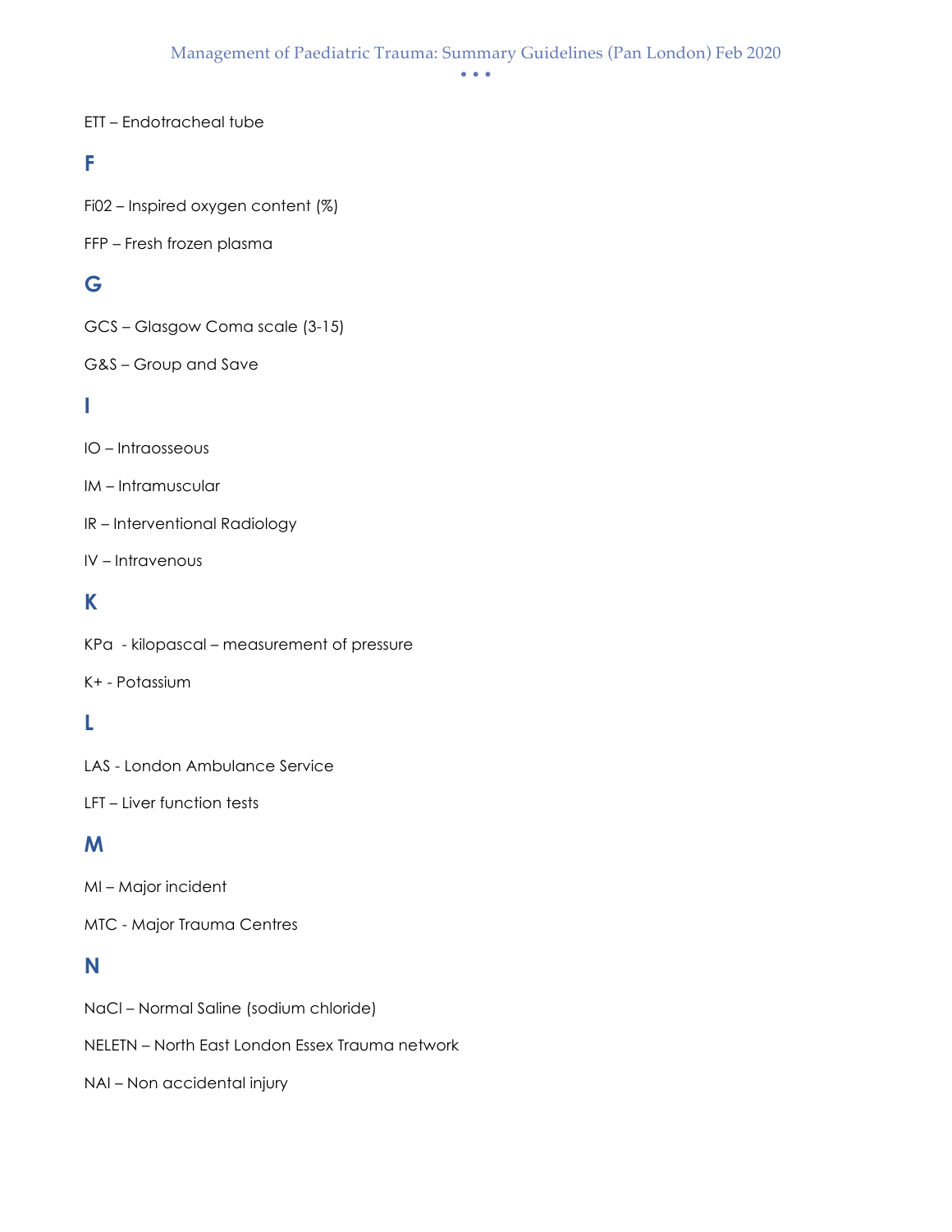ETT – Endotracheal tube

## F

Fi02 – Inspired oxygen content (%)

FFP – Fresh frozen plasma

## G

GCS – Glasgow Coma scale (3-15)

G&S – Group and Save

## I

IO – Intraosseous

IM – Intramuscular

IR – Interventional Radiology

IV – Intravenous

## K

KPa - kilopascal – measurement of pressure

K+ - Potassium

## L

LAS - London Ambulance Service

LFT – Liver function tests

## M

MI – Major incident

MTC - Major Trauma Centres

## N

NaCl – Normal Saline (sodium chloride)

NELETN – North East London Essex Trauma network

NAI – Non accidental injury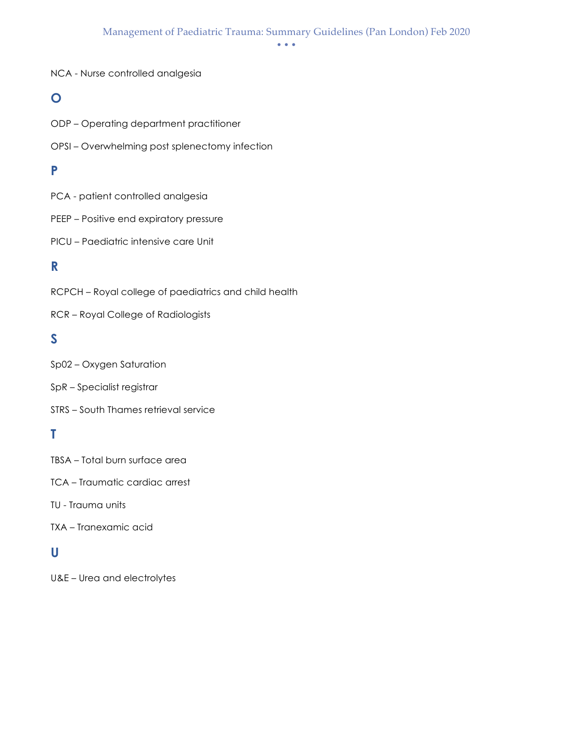NCA - Nurse controlled analgesia

## O

ODP – Operating department practitioner

OPSI – Overwhelming post splenectomy infection

## P

PCA - patient controlled analgesia

PEEP – Positive end expiratory pressure

PICU – Paediatric intensive care Unit

## R

RCPCH – Royal college of paediatrics and child health

RCR – Royal College of Radiologists

## S

Sp02 – Oxygen Saturation

SpR – Specialist registrar

STRS – South Thames retrieval service

## T

TBSA – Total burn surface area

TCA – Traumatic cardiac arrest

TU - Trauma units

TXA – Tranexamic acid

## U

U&E – Urea and electrolytes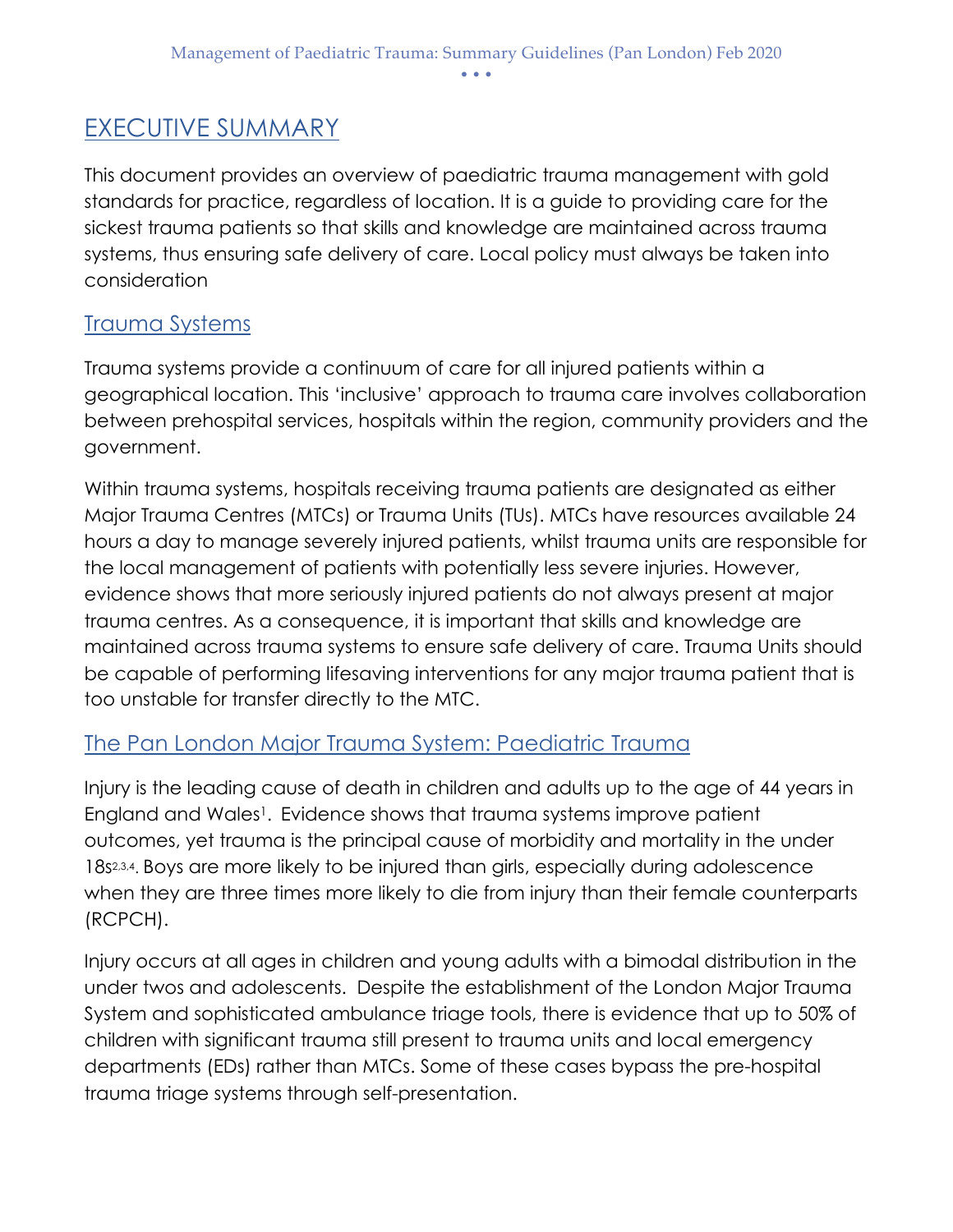# EXECUTIVE SUMMARY

This document provides an overview of paediatric trauma management with gold standards for practice, regardless of location. It is a guide to providing care for the sickest trauma patients so that skills and knowledge are maintained across trauma systems, thus ensuring safe delivery of care. Local policy must always be taken into consideration

## Trauma Systems

Trauma systems provide a continuum of care for all injured patients within a geographical location. This 'inclusive' approach to trauma care involves collaboration between prehospital services, hospitals within the region, community providers and the government.

Within trauma systems, hospitals receiving trauma patients are designated as either Major Trauma Centres (MTCs) or Trauma Units (TUs). MTCs have resources available 24 hours a day to manage severely injured patients, whilst trauma units are responsible for the local management of patients with potentially less severe injuries. However, evidence shows that more seriously injured patients do not always present at major trauma centres. As a consequence, it is important that skills and knowledge are maintained across trauma systems to ensure safe delivery of care. Trauma Units should be capable of performing lifesaving interventions for any major trauma patient that is too unstable for transfer directly to the MTC.

## The Pan London Major Trauma System: Paediatric Trauma

Injury is the leading cause of death in children and adults up to the age of 44 years in England and Wales[1]. Evidence shows that trauma systems improve patient outcomes, yet trauma is the principal cause of morbidity and mortality in the under 18s[2,3,4]. Boys are more likely to be injured than girls, especially during adolescence when they are three times more likely to die from injury than their female counterparts (RCPCH).

Injury occurs at all ages in children and young adults with a bimodal distribution in the under twos and adolescents. Despite the establishment of the London Major Trauma System and sophisticated ambulance triage tools, there is evidence that up to 50% of children with significant trauma still present to trauma units and local emergency departments (EDs) rather than MTCs. Some of these cases bypass the pre-hospital trauma triage systems through self-presentation.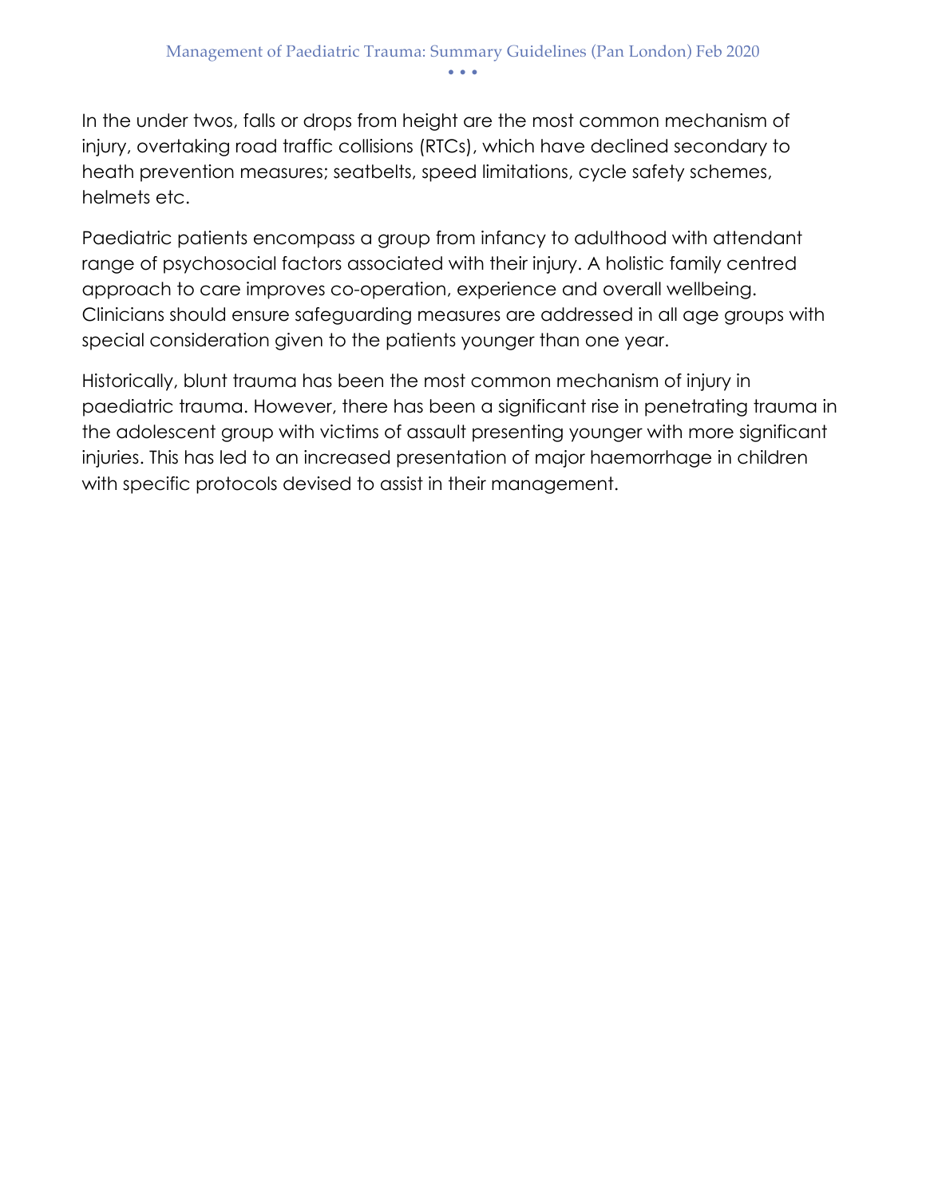In the under twos, falls or drops from height are the most common mechanism of injury, overtaking road traffic collisions (RTCs), which have declined secondary to heath prevention measures; seatbelts, speed limitations, cycle safety schemes, helmets etc.

Paediatric patients encompass a group from infancy to adulthood with attendant range of psychosocial factors associated with their injury. A holistic family centred approach to care improves co-operation, experience and overall wellbeing. Clinicians should ensure safeguarding measures are addressed in all age groups with special consideration given to the patients younger than one year.

Historically, blunt trauma has been the most common mechanism of injury in paediatric trauma. However, there has been a significant rise in penetrating trauma in the adolescent group with victims of assault presenting younger with more significant injuries. This has led to an increased presentation of major haemorrhage in children with specific protocols devised to assist in their management.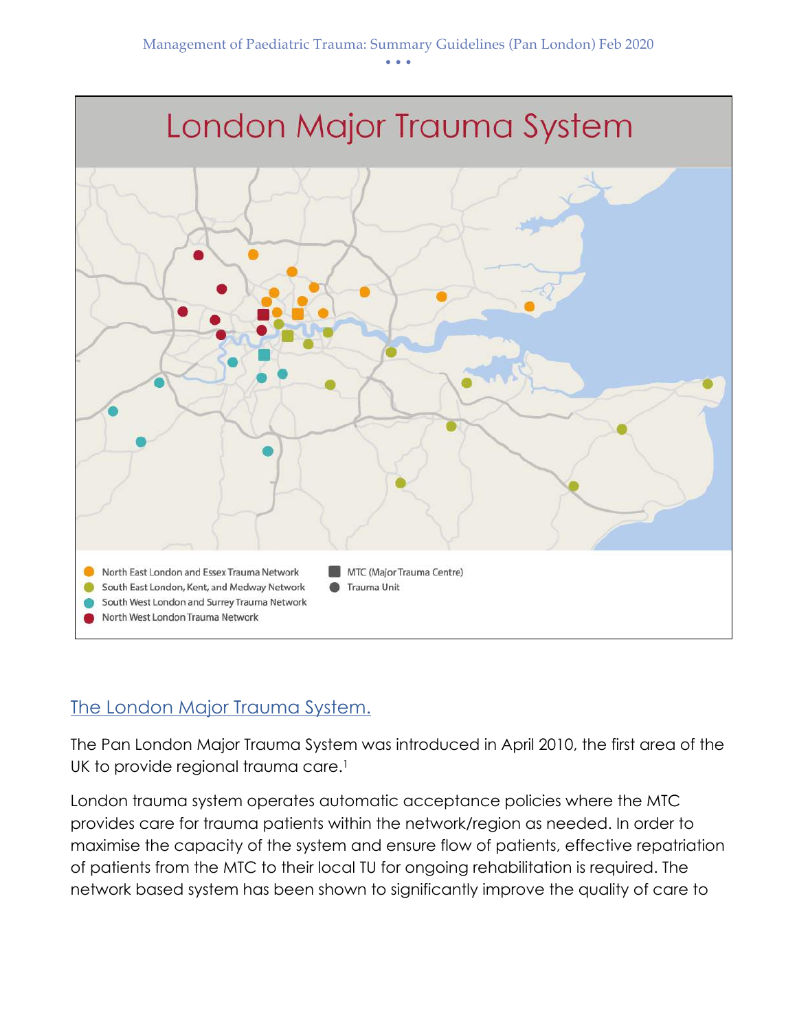# London Major Trauma System

- North East London and Essex Trauma Network
- South East London, Kent, and Medway Network
- South West London and Surrey Trauma Network
- North West London Trauma Network
- MTC (Major Trauma Centre)
- Trauma Unit

## The London Major Trauma System.

The Pan London Major Trauma System was introduced in April 2010, the first area of the UK to provide regional trauma care.[1]

London trauma system operates automatic acceptance policies where the MTC provides care for trauma patients within the network/region as needed. In order to maximise the capacity of the system and ensure flow of patients, effective repatriation of patients from the MTC to their local TU for ongoing rehabilitation is required. The network based system has been shown to significantly improve the quality of care to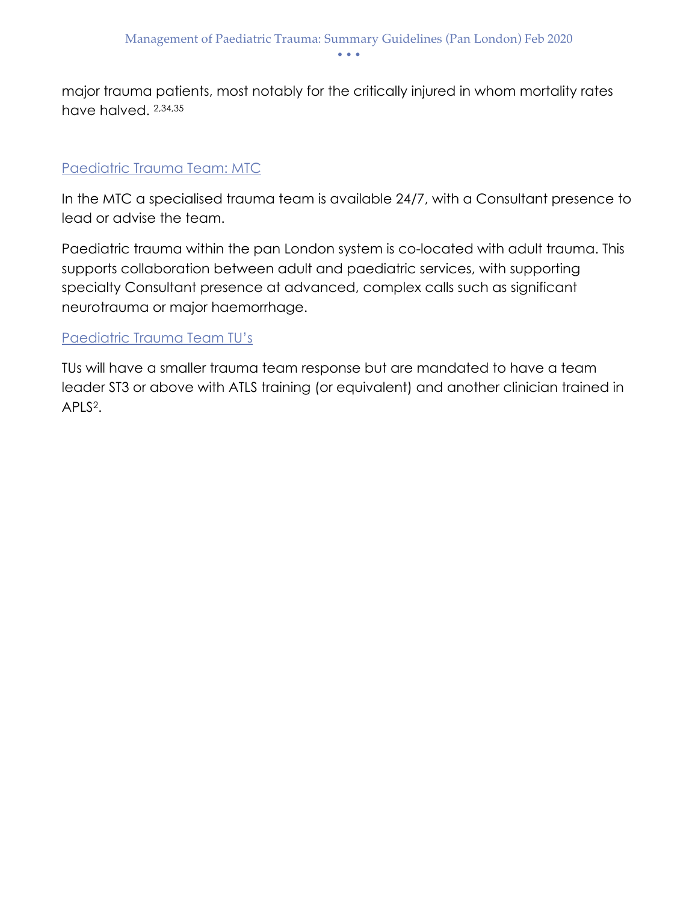major trauma patients, most notably for the critically injured in whom mortality rates have halved. [2,34,35]

## Paediatric Trauma Team: MTC

In the MTC a specialised trauma team is available 24/7, with a Consultant presence to lead or advise the team.

Paediatric trauma within the pan London system is co-located with adult trauma. This supports collaboration between adult and paediatric services, with supporting specialty Consultant presence at advanced, complex calls such as significant neurotrauma or major haemorrhage.

## Paediatric Trauma Team TU's

TUs will have a smaller trauma team response but are mandated to have a team leader ST3 or above with ATLS training (or equivalent) and another clinician trained in APLS[2].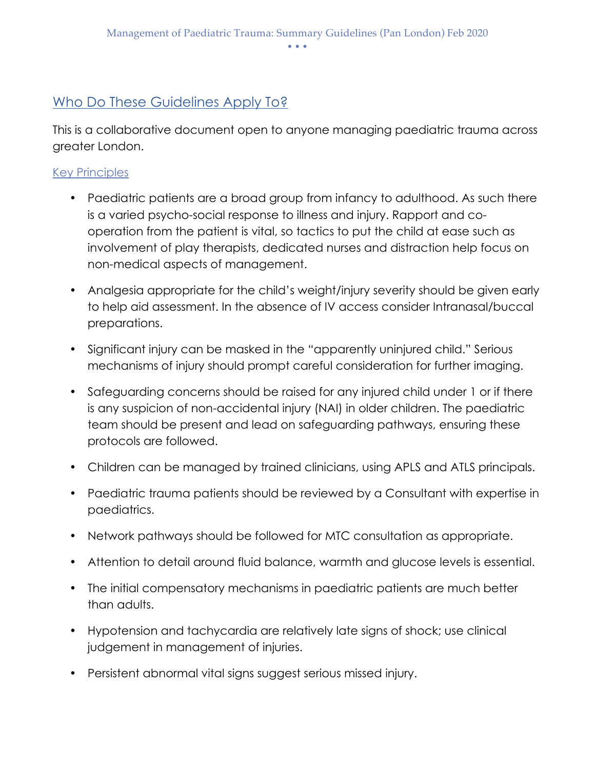## Who Do These Guidelines Apply To?

This is a collaborative document open to anyone managing paediatric trauma across greater London.

### Key Principles

- Paediatric patients are a broad group from infancy to adulthood. As such there is a varied psycho-social response to illness and injury. Rapport and co-operation from the patient is vital, so tactics to put the child at ease such as involvement of play therapists, dedicated nurses and distraction help focus on non-medical aspects of management.
- Analgesia appropriate for the child's weight/injury severity should be given early to help aid assessment. In the absence of IV access consider Intranasal/buccal preparations.
- Significant injury can be masked in the "apparently uninjured child." Serious mechanisms of injury should prompt careful consideration for further imaging.
- Safeguarding concerns should be raised for any injured child under 1 or if there is any suspicion of non-accidental injury (NAI) in older children. The paediatric team should be present and lead on safeguarding pathways, ensuring these protocols are followed.
- Children can be managed by trained clinicians, using APLS and ATLS principals.
- Paediatric trauma patients should be reviewed by a Consultant with expertise in paediatrics.
- Network pathways should be followed for MTC consultation as appropriate.
- Attention to detail around fluid balance, warmth and glucose levels is essential.
- The initial compensatory mechanisms in paediatric patients are much better than adults.
- Hypotension and tachycardia are relatively late signs of shock; use clinical judgement in management of injuries.
- Persistent abnormal vital signs suggest serious missed injury.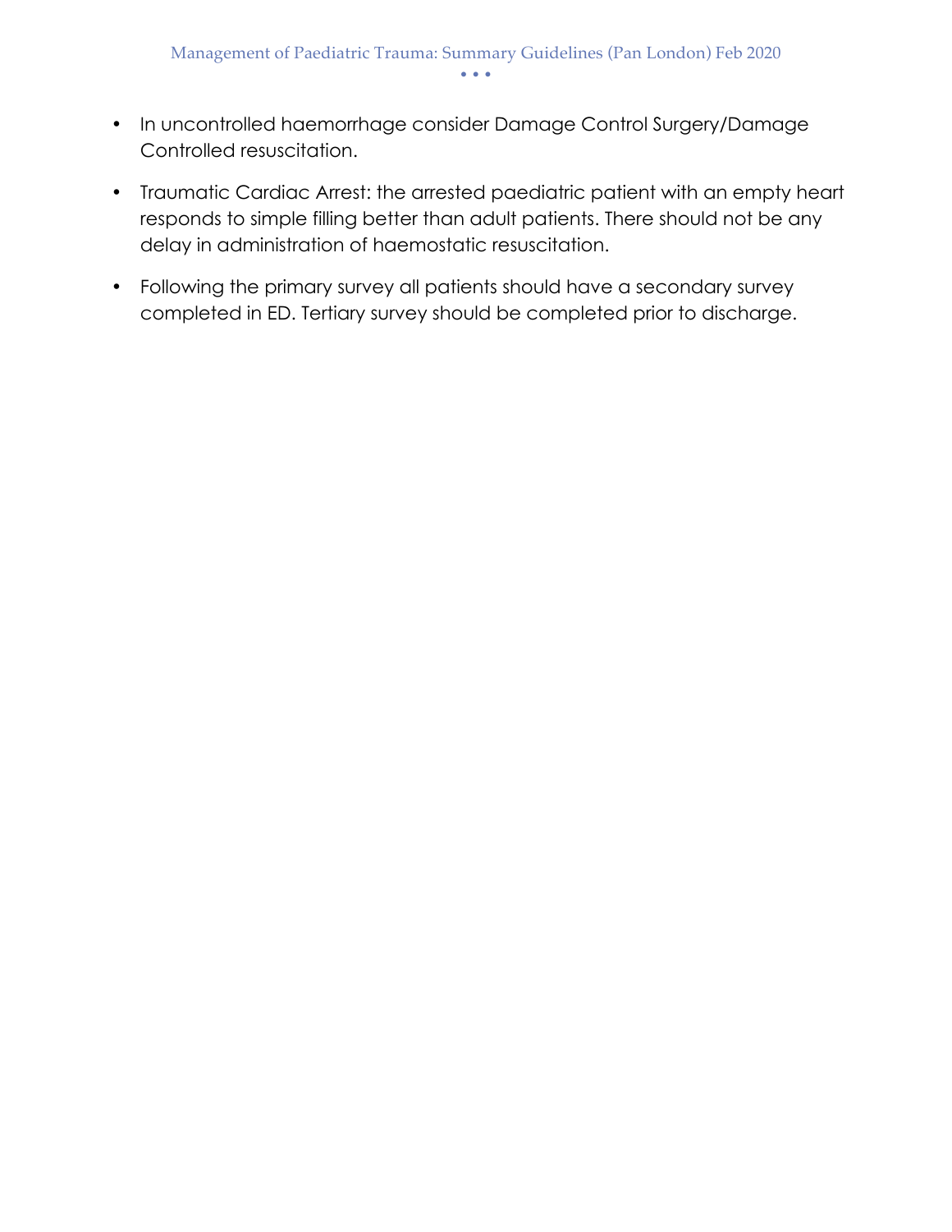- In uncontrolled haemorrhage consider Damage Control Surgery/Damage Controlled resuscitation.
- Traumatic Cardiac Arrest: the arrested paediatric patient with an empty heart responds to simple filling better than adult patients. There should not be any delay in administration of haemostatic resuscitation.
- Following the primary survey all patients should have a secondary survey completed in ED. Tertiary survey should be completed prior to discharge.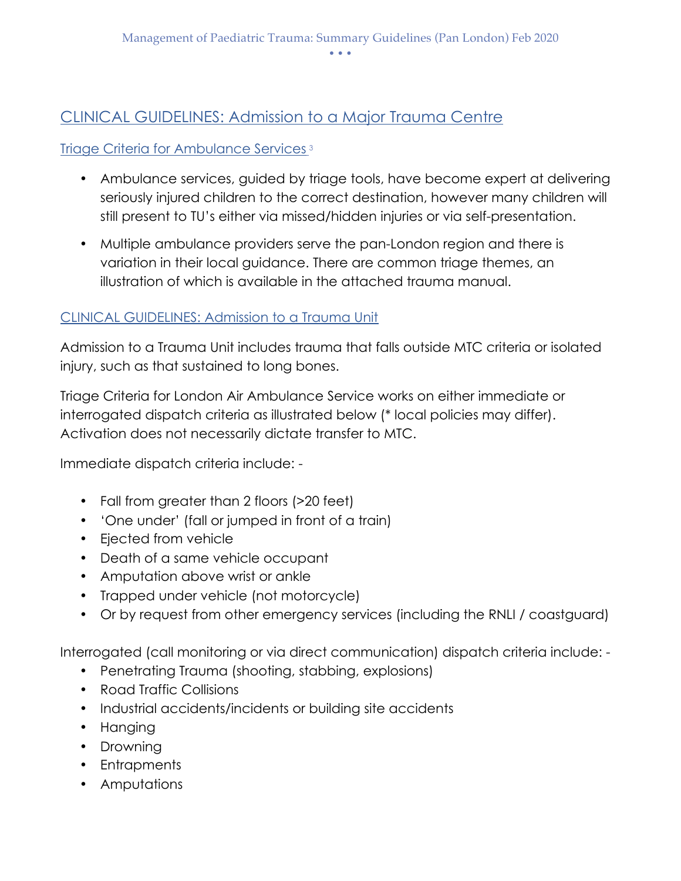## CLINICAL GUIDELINES: Admission to a Major Trauma Centre

### Triage Criteria for Ambulance Services [3]

- Ambulance services, guided by triage tools, have become expert at delivering seriously injured children to the correct destination, however many children will still present to TU's either via missed/hidden injuries or via self-presentation.
- Multiple ambulance providers serve the pan-London region and there is variation in their local guidance. There are common triage themes, an illustration of which is available in the attached trauma manual.

## CLINICAL GUIDELINES: Admission to a Trauma Unit

Admission to a Trauma Unit includes trauma that falls outside MTC criteria or isolated injury, such as that sustained to long bones.

Triage Criteria for London Air Ambulance Service works on either immediate or interrogated dispatch criteria as illustrated below (* local policies may differ). Activation does not necessarily dictate transfer to MTC.

Immediate dispatch criteria include: -

- Fall from greater than 2 floors (>20 feet)
- 'One under' (fall or jumped in front of a train)
- Ejected from vehicle
- Death of a same vehicle occupant
- Amputation above wrist or ankle
- Trapped under vehicle (not motorcycle)
- Or by request from other emergency services (including the RNLI / coastguard)

Interrogated (call monitoring or via direct communication) dispatch criteria include: -

- Penetrating Trauma (shooting, stabbing, explosions)
- Road Traffic Collisions
- Industrial accidents/incidents or building site accidents
- Hanging
- Drowning
- Entrapments
- Amputations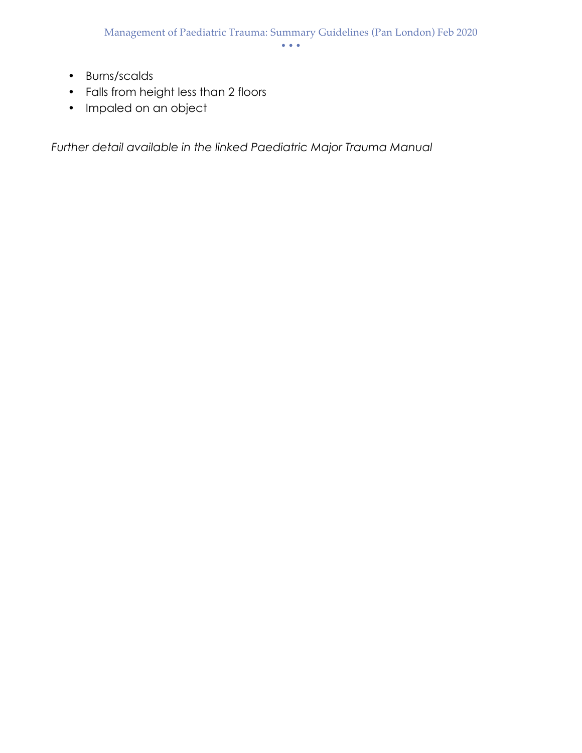- Burns/scalds
- Falls from height less than 2 floors
- Impaled on an object

*Further detail available in the linked Paediatric Major Trauma Manual*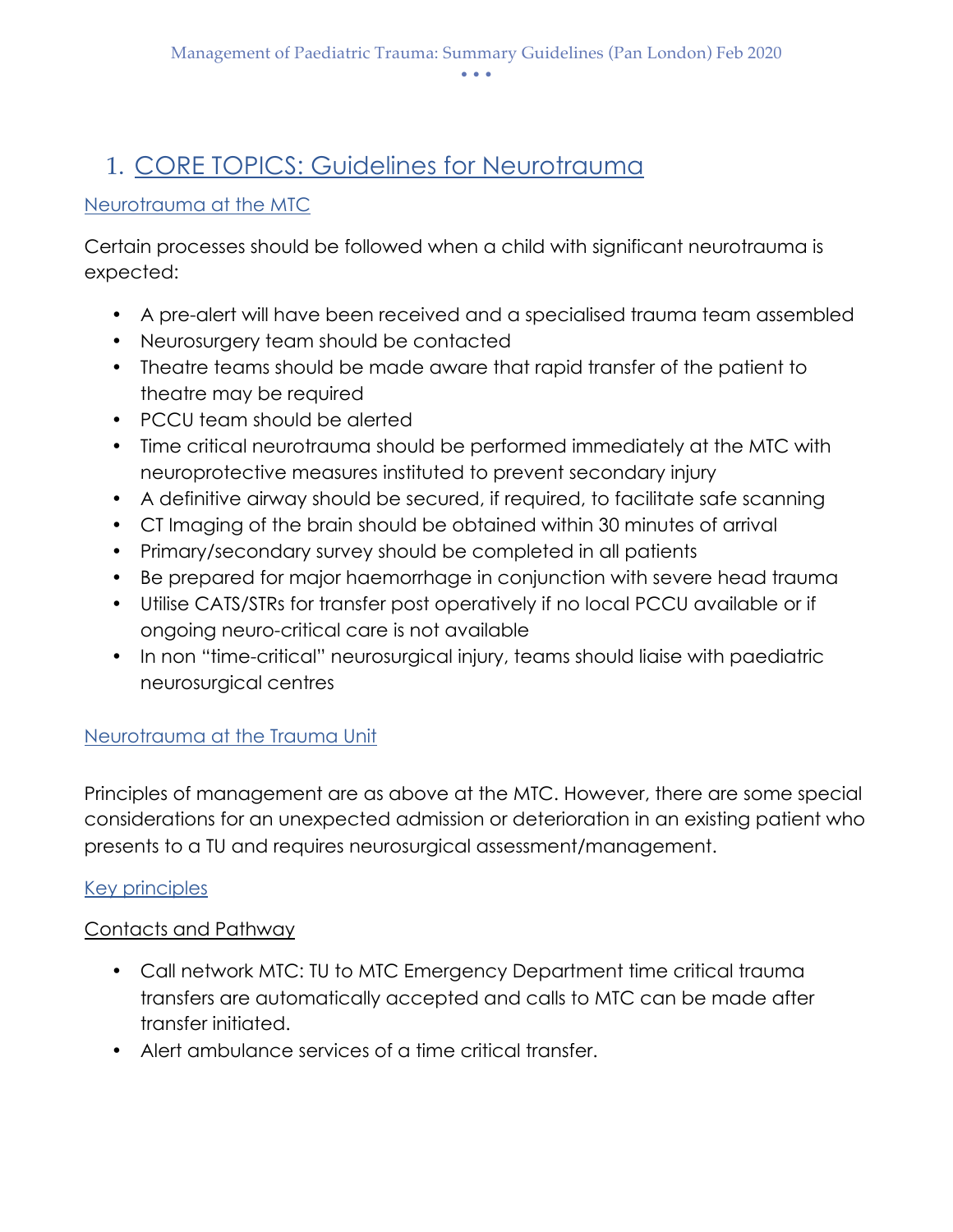# 1. CORE TOPICS: Guidelines for Neurotrauma

## Neurotrauma at the MTC

Certain processes should be followed when a child with significant neurotrauma is expected:

- A pre-alert will have been received and a specialised trauma team assembled
- Neurosurgery team should be contacted
- Theatre teams should be made aware that rapid transfer of the patient to theatre may be required
- PCCU team should be alerted
- Time critical neurotrauma should be performed immediately at the MTC with neuroprotective measures instituted to prevent secondary injury
- A definitive airway should be secured, if required, to facilitate safe scanning
- CT Imaging of the brain should be obtained within 30 minutes of arrival
- Primary/secondary survey should be completed in all patients
- Be prepared for major haemorrhage in conjunction with severe head trauma
- Utilise CATS/STRs for transfer post operatively if no local PCCU available or if ongoing neuro-critical care is not available
- In non "time-critical" neurosurgical injury, teams should liaise with paediatric neurosurgical centres

## Neurotrauma at the Trauma Unit

Principles of management are as above at the MTC. However, there are some special considerations for an unexpected admission or deterioration in an existing patient who presents to a TU and requires neurosurgical assessment/management.

### Key principles

#### Contacts and Pathway

- Call network MTC: TU to MTC Emergency Department time critical trauma transfers are automatically accepted and calls to MTC can be made after transfer initiated.
- Alert ambulance services of a time critical transfer.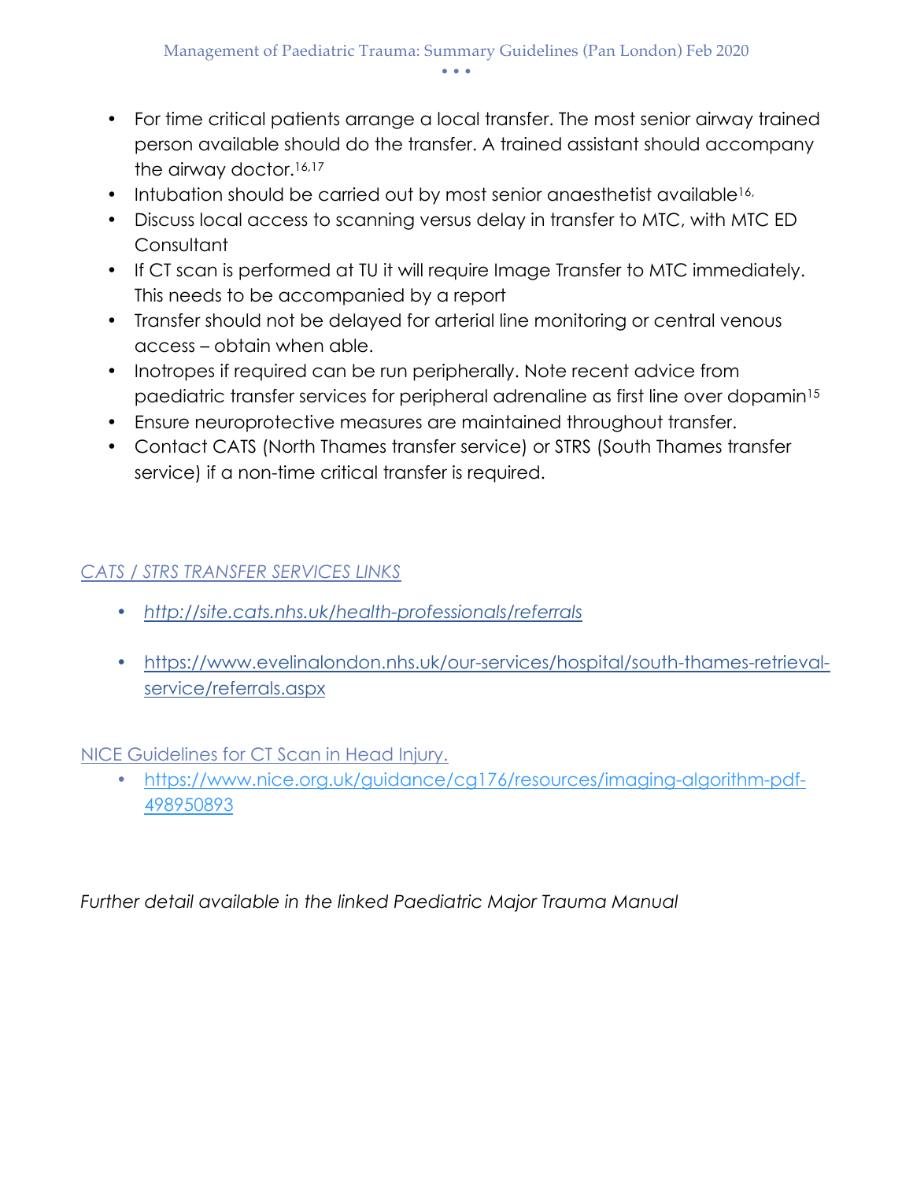- For time critical patients arrange a local transfer. The most senior airway trained person available should do the transfer. A trained assistant should accompany the airway doctor.[16,17]
- Intubation should be carried out by most senior anaesthetist available[16,]
- Discuss local access to scanning versus delay in transfer to MTC, with MTC ED Consultant
- If CT scan is performed at TU it will require Image Transfer to MTC immediately. This needs to be accompanied by a report
- Transfer should not be delayed for arterial line monitoring or central venous access – obtain when able.
- Inotropes if required can be run peripherally. Note recent advice from paediatric transfer services for peripheral adrenaline as first line over dopamin[15]
- Ensure neuroprotective measures are maintained throughout transfer.
- Contact CATS (North Thames transfer service) or STRS (South Thames transfer service) if a non-time critical transfer is required.

*CATS / STRS TRANSFER SERVICES LINKS*

- *http://site.cats.nhs.uk/health-professionals/referrals*
- https://www.evelinalondon.nhs.uk/our-services/hospital/south-thames-retrieval-service/referrals.aspx

NICE Guidelines for CT Scan in Head Injury.

- https://www.nice.org.uk/guidance/cg176/resources/imaging-algorithm-pdf-498950893

*Further detail available in the linked Paediatric Major Trauma Manual*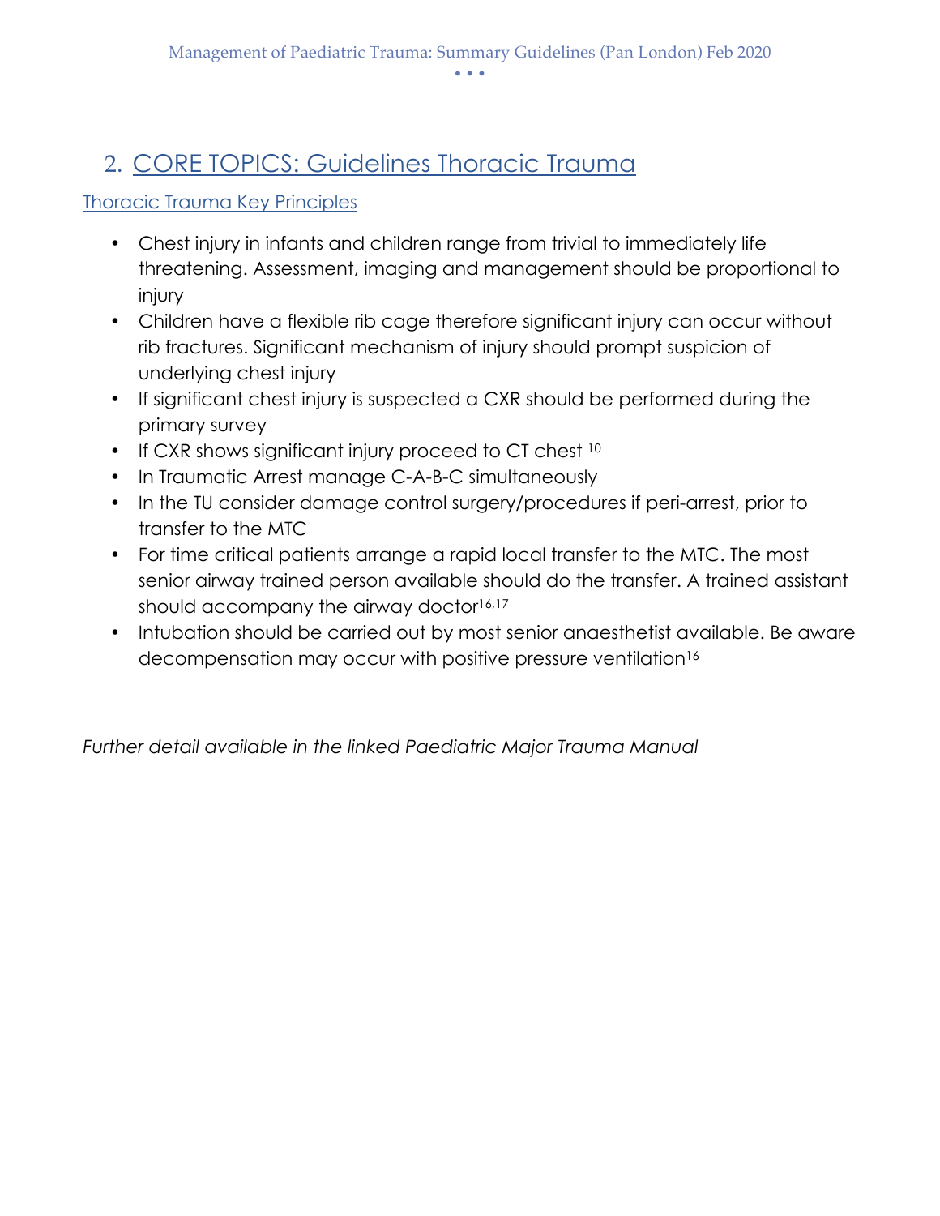## 2. CORE TOPICS: Guidelines Thoracic Trauma

### Thoracic Trauma Key Principles

- Chest injury in infants and children range from trivial to immediately life threatening. Assessment, imaging and management should be proportional to injury
- Children have a flexible rib cage therefore significant injury can occur without rib fractures. Significant mechanism of injury should prompt suspicion of underlying chest injury
- If significant chest injury is suspected a CXR should be performed during the primary survey
- If CXR shows significant injury proceed to CT chest [10]
- In Traumatic Arrest manage C-A-B-C simultaneously
- In the TU consider damage control surgery/procedures if peri-arrest, prior to transfer to the MTC
- For time critical patients arrange a rapid local transfer to the MTC. The most senior airway trained person available should do the transfer. A trained assistant should accompany the airway doctor[16,17]
- Intubation should be carried out by most senior anaesthetist available. Be aware decompensation may occur with positive pressure ventilation[16]

*Further detail available in the linked Paediatric Major Trauma Manual*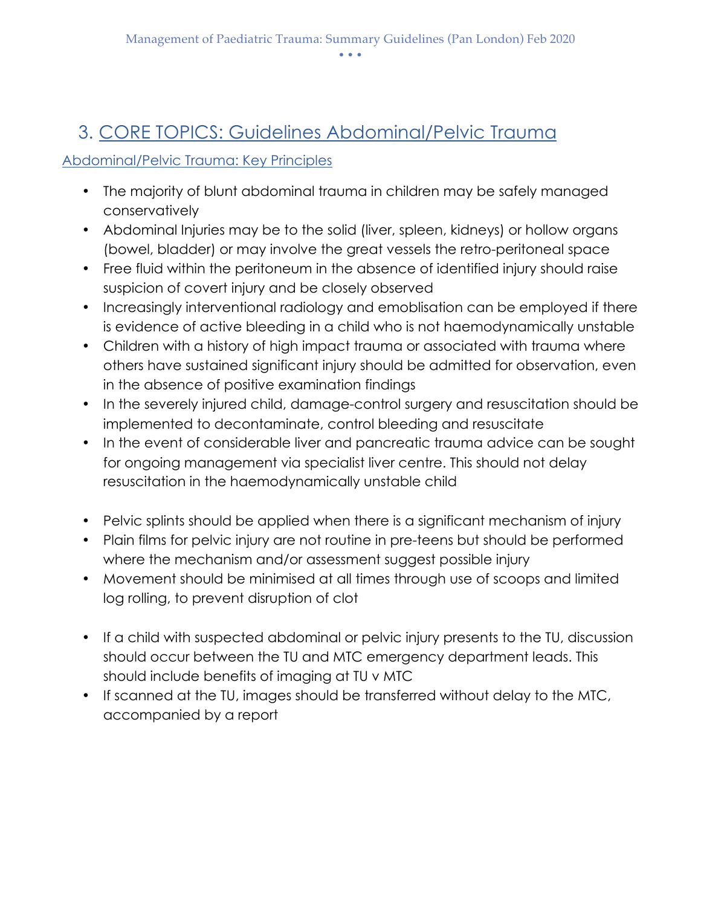# 3. CORE TOPICS: Guidelines Abdominal/Pelvic Trauma

## Abdominal/Pelvic Trauma: Key Principles

- The majority of blunt abdominal trauma in children may be safely managed conservatively
- Abdominal Injuries may be to the solid (liver, spleen, kidneys) or hollow organs (bowel, bladder) or may involve the great vessels the retro-peritoneal space
- Free fluid within the peritoneum in the absence of identified injury should raise suspicion of covert injury and be closely observed
- Increasingly interventional radiology and emoblisation can be employed if there is evidence of active bleeding in a child who is not haemodynamically unstable
- Children with a history of high impact trauma or associated with trauma where others have sustained significant injury should be admitted for observation, even in the absence of positive examination findings
- In the severely injured child, damage-control surgery and resuscitation should be implemented to decontaminate, control bleeding and resuscitate
- In the event of considerable liver and pancreatic trauma advice can be sought for ongoing management via specialist liver centre. This should not delay resuscitation in the haemodynamically unstable child

- Pelvic splints should be applied when there is a significant mechanism of injury
- Plain films for pelvic injury are not routine in pre-teens but should be performed where the mechanism and/or assessment suggest possible injury
- Movement should be minimised at all times through use of scoops and limited log rolling, to prevent disruption of clot

- If a child with suspected abdominal or pelvic injury presents to the TU, discussion should occur between the TU and MTC emergency department leads. This should include benefits of imaging at TU v MTC
- If scanned at the TU, images should be transferred without delay to the MTC, accompanied by a report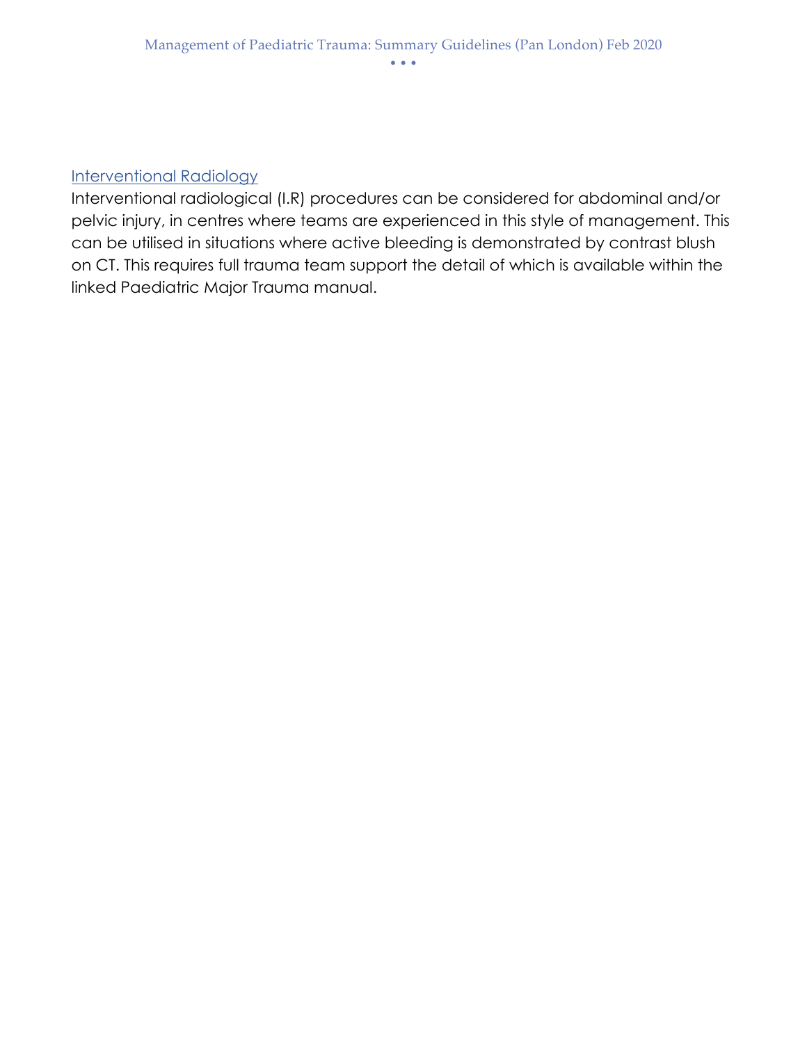## Interventional Radiology

Interventional radiological (I.R) procedures can be considered for abdominal and/or pelvic injury, in centres where teams are experienced in this style of management. This can be utilised in situations where active bleeding is demonstrated by contrast blush on CT. This requires full trauma team support the detail of which is available within the linked Paediatric Major Trauma manual.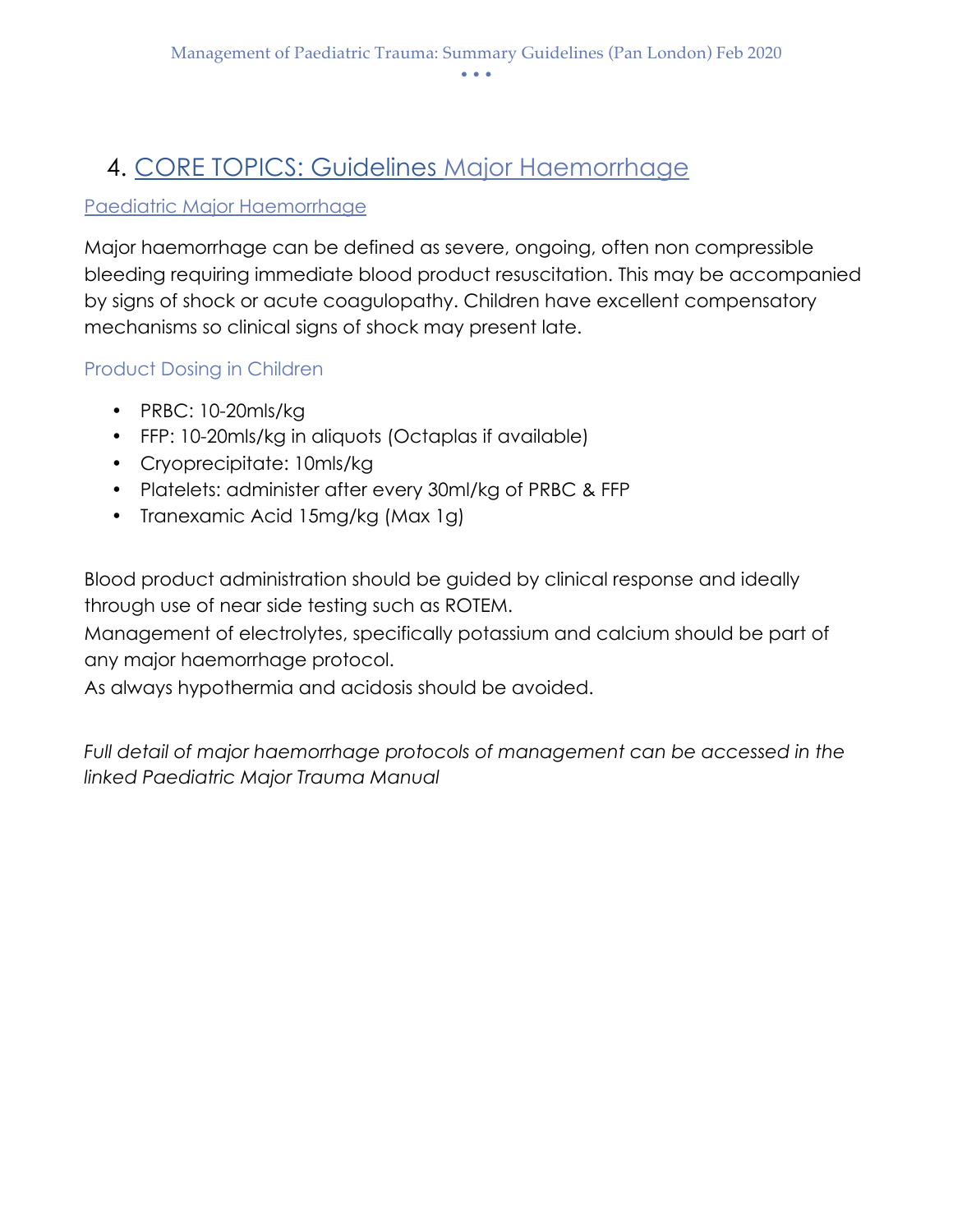# 4. CORE TOPICS: Guidelines Major Haemorrhage

## Paediatric Major Haemorrhage

Major haemorrhage can be defined as severe, ongoing, often non compressible bleeding requiring immediate blood product resuscitation. This may be accompanied by signs of shock or acute coagulopathy. Children have excellent compensatory mechanisms so clinical signs of shock may present late.

### Product Dosing in Children

- PRBC: 10-20mls/kg
- FFP: 10-20mls/kg in aliquots (Octaplas if available)
- Cryoprecipitate: 10mls/kg
- Platelets: administer after every 30ml/kg of PRBC & FFP
- Tranexamic Acid 15mg/kg (Max 1g)

Blood product administration should be guided by clinical response and ideally through use of near side testing such as ROTEM.
Management of electrolytes, specifically potassium and calcium should be part of any major haemorrhage protocol.
As always hypothermia and acidosis should be avoided.

*Full detail of major haemorrhage protocols of management can be accessed in the linked Paediatric Major Trauma Manual*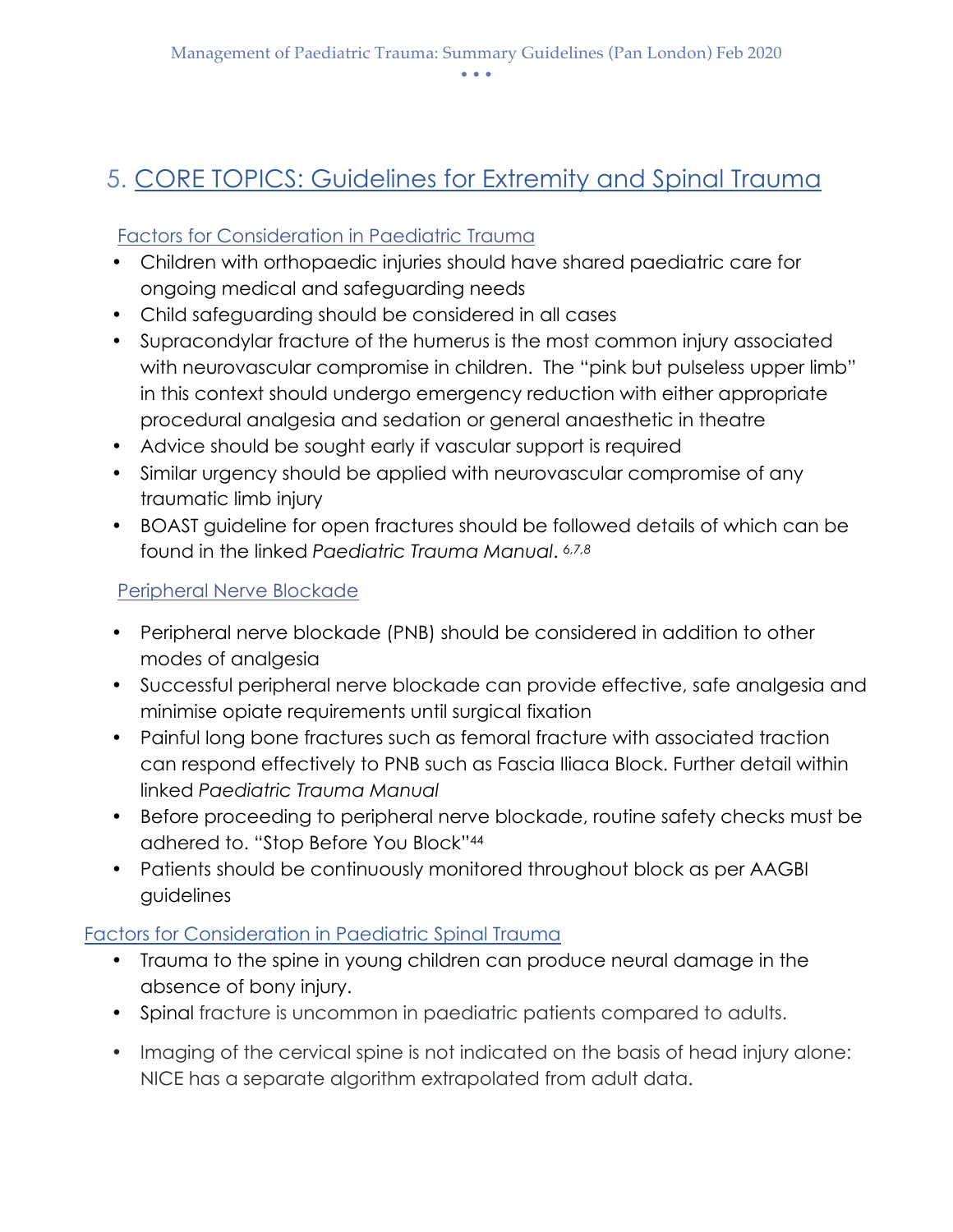# 5. CORE TOPICS: Guidelines for Extremity and Spinal Trauma

## Factors for Consideration in Paediatric Trauma

- Children with orthopaedic injuries should have shared paediatric care for ongoing medical and safeguarding needs
- Child safeguarding should be considered in all cases
- Supracondylar fracture of the humerus is the most common injury associated with neurovascular compromise in children. The "pink but pulseless upper limb" in this context should undergo emergency reduction with either appropriate procedural analgesia and sedation or general anaesthetic in theatre
- Advice should be sought early if vascular support is required
- Similar urgency should be applied with neurovascular compromise of any traumatic limb injury
- BOAST guideline for open fractures should be followed details of which can be found in the linked *Paediatric Trauma Manual*. [6,7,8]

## Peripheral Nerve Blockade

- Peripheral nerve blockade (PNB) should be considered in addition to other modes of analgesia
- Successful peripheral nerve blockade can provide effective, safe analgesia and minimise opiate requirements until surgical fixation
- Painful long bone fractures such as femoral fracture with associated traction can respond effectively to PNB such as Fascia Iliaca Block. Further detail within linked *Paediatric Trauma Manual*
- Before proceeding to peripheral nerve blockade, routine safety checks must be adhered to. "Stop Before You Block"[44]
- Patients should be continuously monitored throughout block as per AAGBI guidelines

## Factors for Consideration in Paediatric Spinal Trauma

- Trauma to the spine in young children can produce neural damage in the absence of bony injury.
- Spinal fracture is uncommon in paediatric patients compared to adults.
- Imaging of the cervical spine is not indicated on the basis of head injury alone: NICE has a separate algorithm extrapolated from adult data.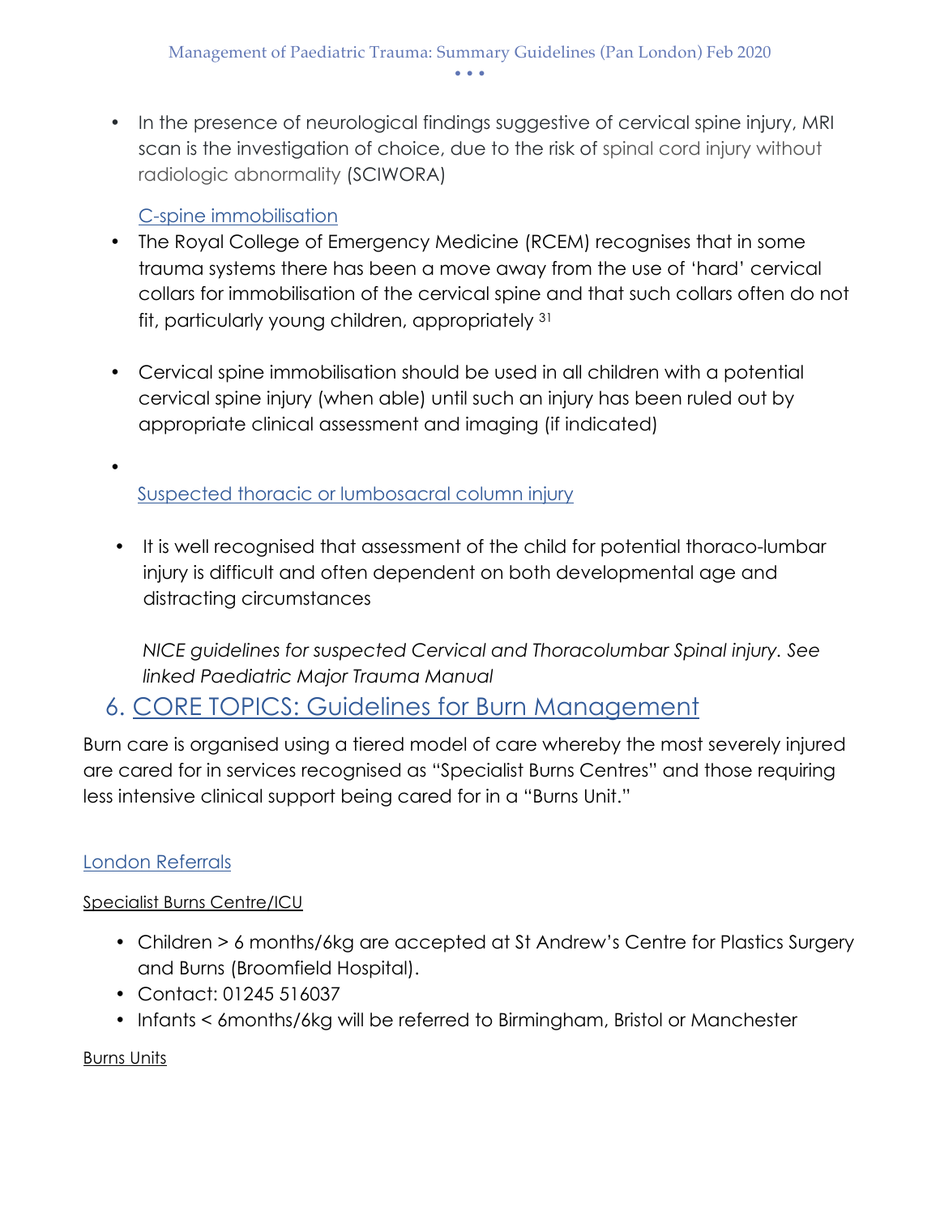- In the presence of neurological findings suggestive of cervical spine injury, MRI scan is the investigation of choice, due to the risk of spinal cord injury without radiologic abnormality (SCIWORA)

C-spine immobilisation

- The Royal College of Emergency Medicine (RCEM) recognises that in some trauma systems there has been a move away from the use of 'hard' cervical collars for immobilisation of the cervical spine and that such collars often do not fit, particularly young children, appropriately [31]
- Cervical spine immobilisation should be used in all children with a potential cervical spine injury (when able) until such an injury has been ruled out by appropriate clinical assessment and imaging (if indicated)

Suspected thoracic or lumbosacral column injury

- It is well recognised that assessment of the child for potential thoraco-lumbar injury is difficult and often dependent on both developmental age and distracting circumstances

*NICE guidelines for suspected Cervical and Thoracolumbar Spinal injury. See linked Paediatric Major Trauma Manual*

## 6. CORE TOPICS: Guidelines for Burn Management

Burn care is organised using a tiered model of care whereby the most severely injured are cared for in services recognised as "Specialist Burns Centres" and those requiring less intensive clinical support being cared for in a "Burns Unit."

### London Referrals

Specialist Burns Centre/ICU

- Children > 6 months/6kg are accepted at St Andrew's Centre for Plastics Surgery and Burns (Broomfield Hospital).
- Contact: 01245 516037
- Infants < 6months/6kg will be referred to Birmingham, Bristol or Manchester

Burns Units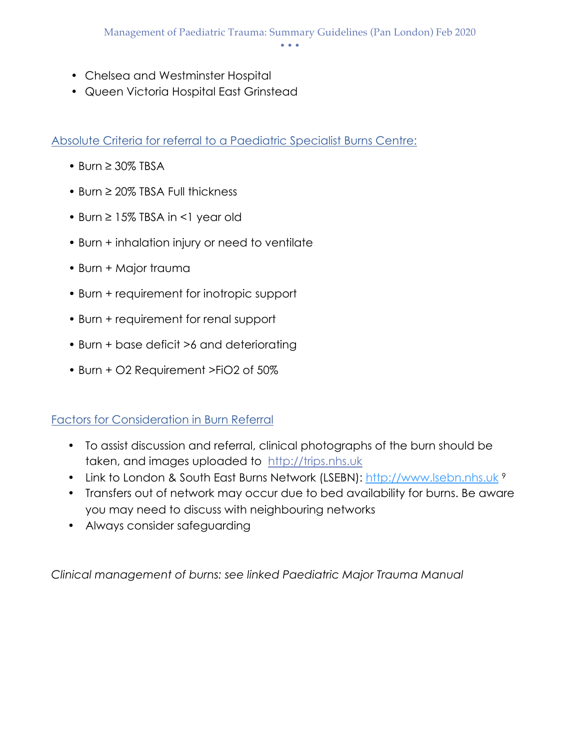- Chelsea and Westminster Hospital
- Queen Victoria Hospital East Grinstead

## Absolute Criteria for referral to a Paediatric Specialist Burns Centre:

- Burn ≥ 30% TBSA
- Burn ≥ 20% TBSA Full thickness
- Burn ≥ 15% TBSA in <1 year old
- Burn + inhalation injury or need to ventilate
- Burn + Major trauma
- Burn + requirement for inotropic support
- Burn + requirement for renal support
- Burn + base deficit >6 and deteriorating
- Burn + O2 Requirement >FiO2 of 50%

## Factors for Consideration in Burn Referral

- To assist discussion and referral, clinical photographs of the burn should be taken, and images uploaded to http://trips.nhs.uk
- Link to London & South East Burns Network (LSEBN): http://www.lsebn.nhs.uk [9]
- Transfers out of network may occur due to bed availability for burns. Be aware you may need to discuss with neighbouring networks
- Always consider safeguarding

*Clinical management of burns: see linked Paediatric Major Trauma Manual*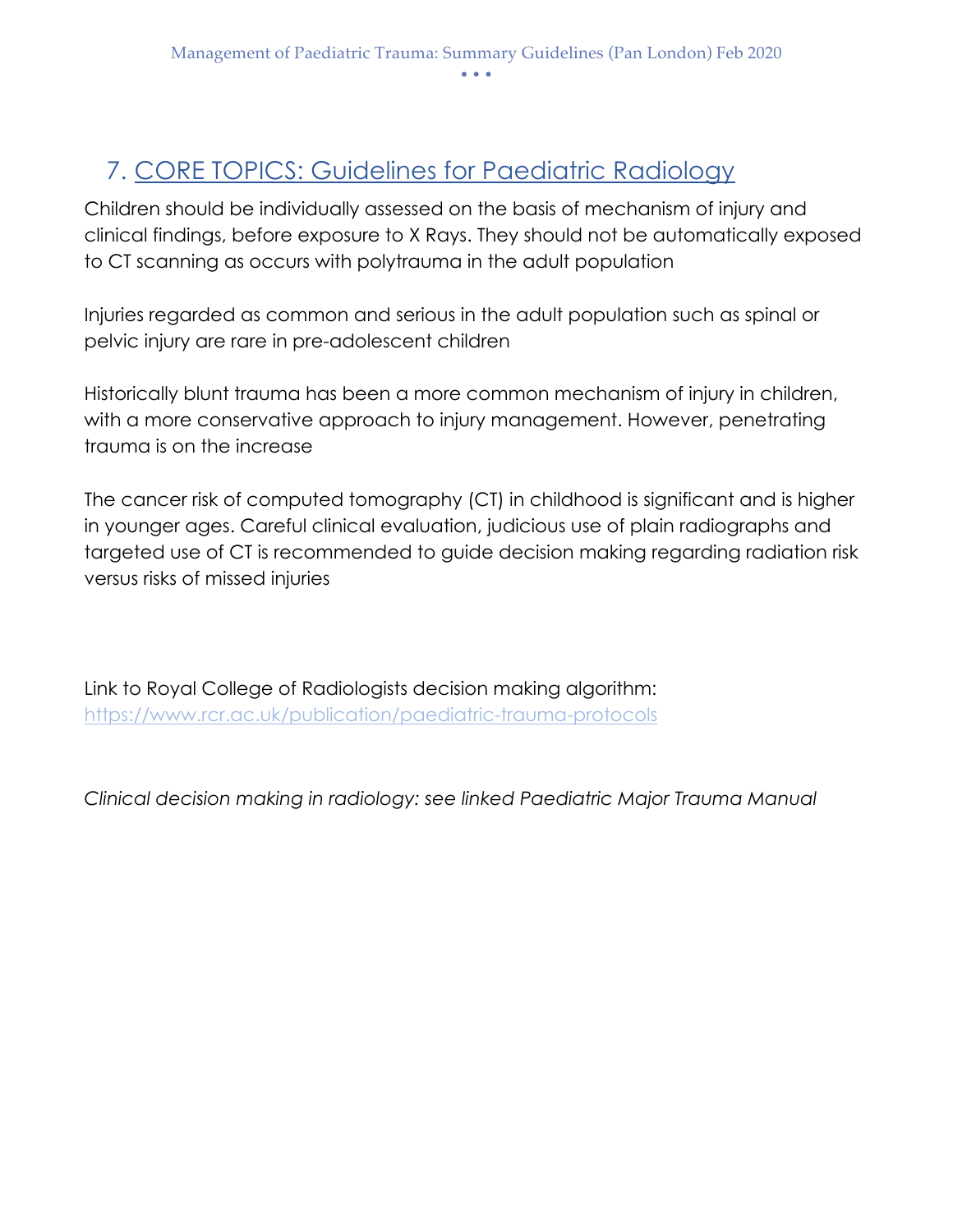## 7. CORE TOPICS: Guidelines for Paediatric Radiology

Children should be individually assessed on the basis of mechanism of injury and clinical findings, before exposure to X Rays. They should not be automatically exposed to CT scanning as occurs with polytrauma in the adult population

Injuries regarded as common and serious in the adult population such as spinal or pelvic injury are rare in pre-adolescent children

Historically blunt trauma has been a more common mechanism of injury in children, with a more conservative approach to injury management. However, penetrating trauma is on the increase

The cancer risk of computed tomography (CT) in childhood is significant and is higher in younger ages. Careful clinical evaluation, judicious use of plain radiographs and targeted use of CT is recommended to guide decision making regarding radiation risk versus risks of missed injuries

Link to Royal College of Radiologists decision making algorithm:
https://www.rcr.ac.uk/publication/paediatric-trauma-protocols

*Clinical decision making in radiology: see linked Paediatric Major Trauma Manual*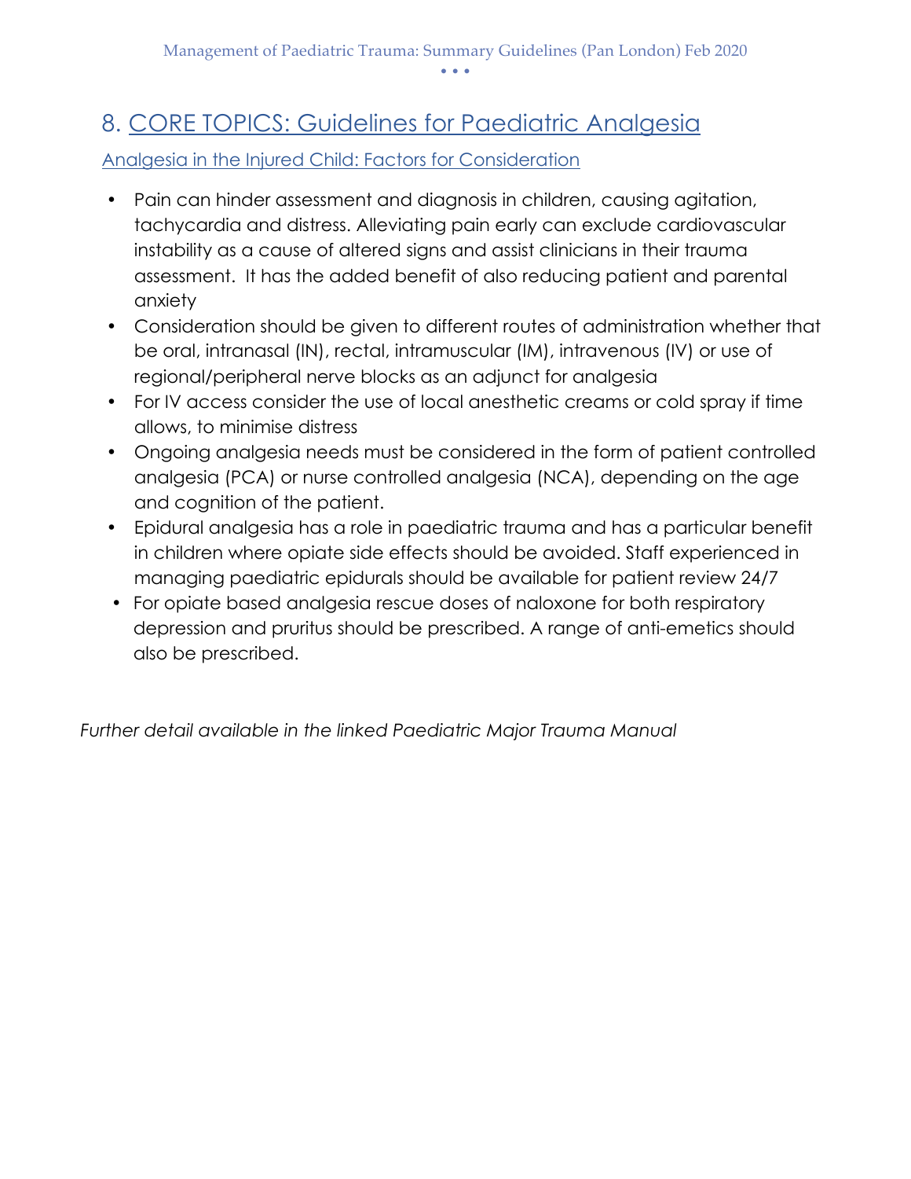# 8. CORE TOPICS: Guidelines for Paediatric Analgesia

## Analgesia in the Injured Child: Factors for Consideration

- Pain can hinder assessment and diagnosis in children, causing agitation, tachycardia and distress. Alleviating pain early can exclude cardiovascular instability as a cause of altered signs and assist clinicians in their trauma assessment. It has the added benefit of also reducing patient and parental anxiety
- Consideration should be given to different routes of administration whether that be oral, intranasal (IN), rectal, intramuscular (IM), intravenous (IV) or use of regional/peripheral nerve blocks as an adjunct for analgesia
- For IV access consider the use of local anesthetic creams or cold spray if time allows, to minimise distress
- Ongoing analgesia needs must be considered in the form of patient controlled analgesia (PCA) or nurse controlled analgesia (NCA), depending on the age and cognition of the patient.
- Epidural analgesia has a role in paediatric trauma and has a particular benefit in children where opiate side effects should be avoided. Staff experienced in managing paediatric epidurals should be available for patient review 24/7
- For opiate based analgesia rescue doses of naloxone for both respiratory depression and pruritus should be prescribed. A range of anti-emetics should also be prescribed.

*Further detail available in the linked Paediatric Major Trauma Manual*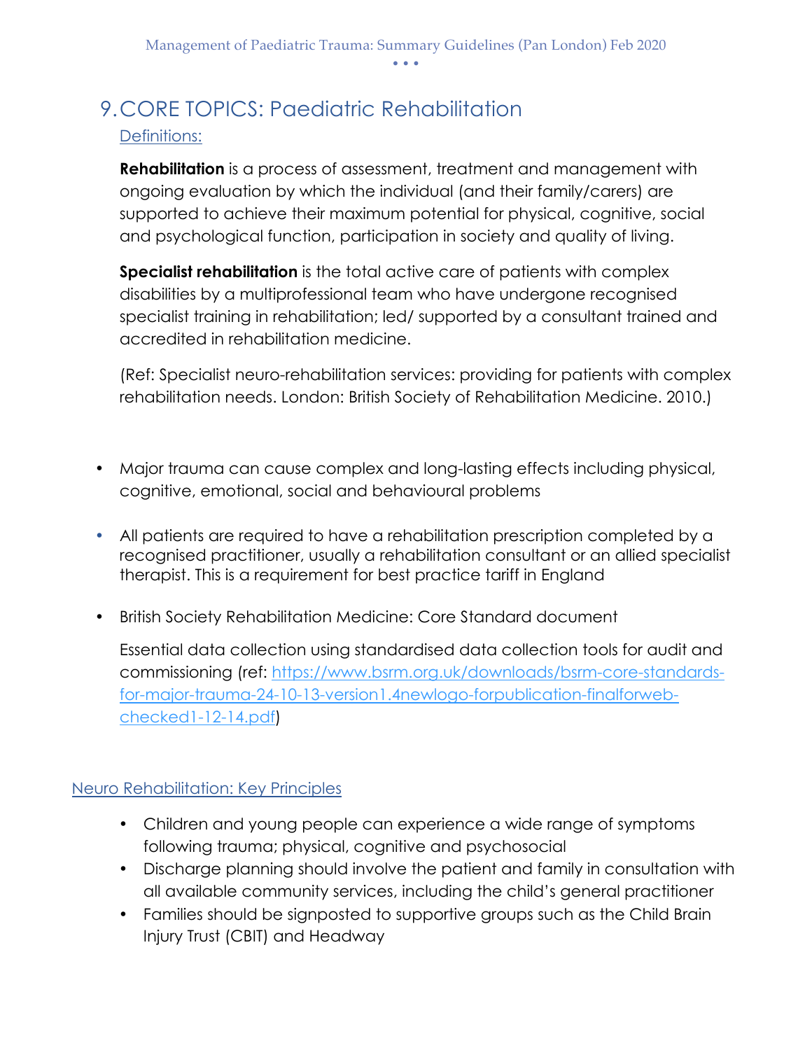# 9. CORE TOPICS: Paediatric Rehabilitation

## Definitions:

**Rehabilitation** is a process of assessment, treatment and management with ongoing evaluation by which the individual (and their family/carers) are supported to achieve their maximum potential for physical, cognitive, social and psychological function, participation in society and quality of living.

**Specialist rehabilitation** is the total active care of patients with complex disabilities by a multiprofessional team who have undergone recognised specialist training in rehabilitation; led/ supported by a consultant trained and accredited in rehabilitation medicine.

(Ref: Specialist neuro-rehabilitation services: providing for patients with complex rehabilitation needs. London: British Society of Rehabilitation Medicine. 2010.)

- Major trauma can cause complex and long-lasting effects including physical, cognitive, emotional, social and behavioural problems
- All patients are required to have a rehabilitation prescription completed by a recognised practitioner, usually a rehabilitation consultant or an allied specialist therapist. This is a requirement for best practice tariff in England
- British Society Rehabilitation Medicine: Core Standard document

  Essential data collection using standardised data collection tools for audit and commissioning (ref: [https://www.bsrm.org.uk/downloads/bsrm-core-standards-for-major-trauma-24-10-13-version1.4newlogo-forpublication-finalforweb-checked1-12-14.pdf](https://www.bsrm.org.uk/downloads/bsrm-core-standards-for-major-trauma-24-10-13-version1.4newlogo-forpublication-finalforweb-checked1-12-14.pdf))

## Neuro Rehabilitation: Key Principles

- Children and young people can experience a wide range of symptoms following trauma; physical, cognitive and psychosocial
- Discharge planning should involve the patient and family in consultation with all available community services, including the child's general practitioner
- Families should be signposted to supportive groups such as the Child Brain Injury Trust (CBIT) and Headway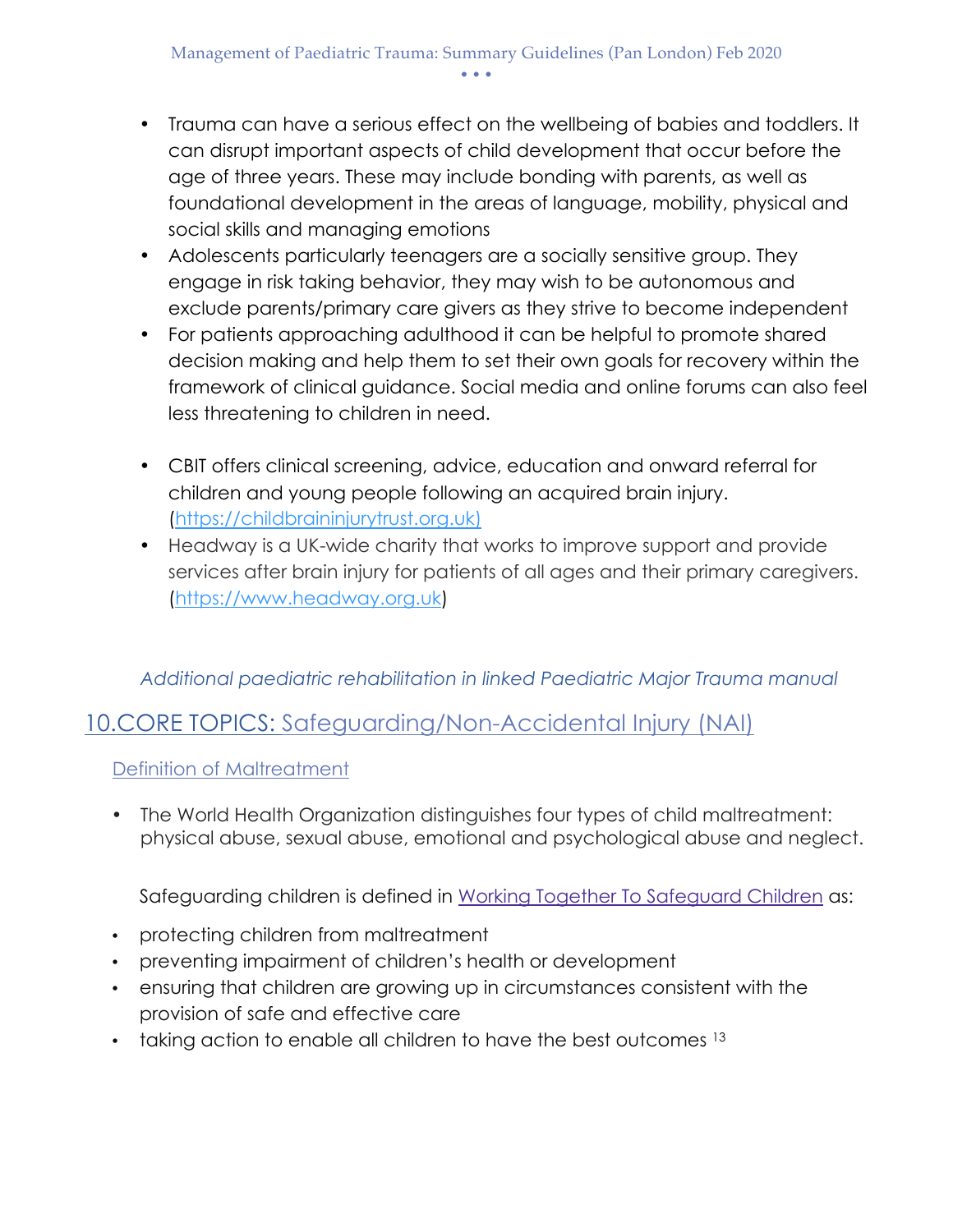- Trauma can have a serious effect on the wellbeing of babies and toddlers. It can disrupt important aspects of child development that occur before the age of three years. These may include bonding with parents, as well as foundational development in the areas of language, mobility, physical and social skills and managing emotions
- Adolescents particularly teenagers are a socially sensitive group. They engage in risk taking behavior, they may wish to be autonomous and exclude parents/primary care givers as they strive to become independent
- For patients approaching adulthood it can be helpful to promote shared decision making and help them to set their own goals for recovery within the framework of clinical guidance. Social media and online forums can also feel less threatening to children in need.

- CBIT offers clinical screening, advice, education and onward referral for children and young people following an acquired brain injury. (https://childbraininjurytrust.org.uk)
- Headway is a UK-wide charity that works to improve support and provide services after brain injury for patients of all ages and their primary caregivers. (https://www.headway.org.uk)

*Additional paediatric rehabilitation in linked Paediatric Major Trauma manual*

## 10.CORE TOPICS: Safeguarding/Non-Accidental Injury (NAI)

### Definition of Maltreatment

- The World Health Organization distinguishes four types of child maltreatment: physical abuse, sexual abuse, emotional and psychological abuse and neglect.

Safeguarding children is defined in Working Together To Safeguard Children as:

- protecting children from maltreatment
- preventing impairment of children's health or development
- ensuring that children are growing up in circumstances consistent with the provision of safe and effective care
- taking action to enable all children to have the best outcomes [13]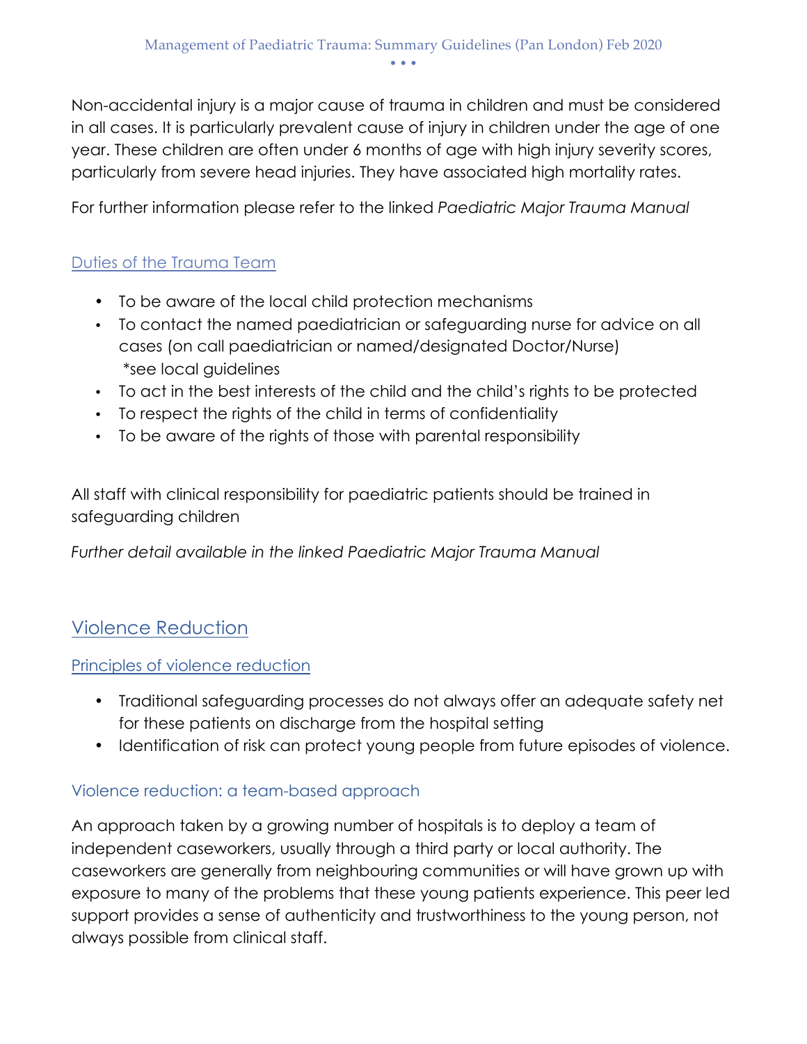Non-accidental injury is a major cause of trauma in children and must be considered in all cases. It is particularly prevalent cause of injury in children under the age of one year. These children are often under 6 months of age with high injury severity scores, particularly from severe head injuries. They have associated high mortality rates.

For further information please refer to the linked *Paediatric Major Trauma Manual*

### Duties of the Trauma Team

- To be aware of the local child protection mechanisms
- To contact the named paediatrician or safeguarding nurse for advice on all cases (on call paediatrician or named/designated Doctor/Nurse) *see local guidelines
- To act in the best interests of the child and the child's rights to be protected
- To respect the rights of the child in terms of confidentiality
- To be aware of the rights of those with parental responsibility

All staff with clinical responsibility for paediatric patients should be trained in safeguarding children

*Further detail available in the linked Paediatric Major Trauma Manual*

## Violence Reduction

### Principles of violence reduction

- Traditional safeguarding processes do not always offer an adequate safety net for these patients on discharge from the hospital setting
- Identification of risk can protect young people from future episodes of violence.

### Violence reduction: a team-based approach

An approach taken by a growing number of hospitals is to deploy a team of independent caseworkers, usually through a third party or local authority. The caseworkers are generally from neighbouring communities or will have grown up with exposure to many of the problems that these young patients experience. This peer led support provides a sense of authenticity and trustworthiness to the young person, not always possible from clinical staff.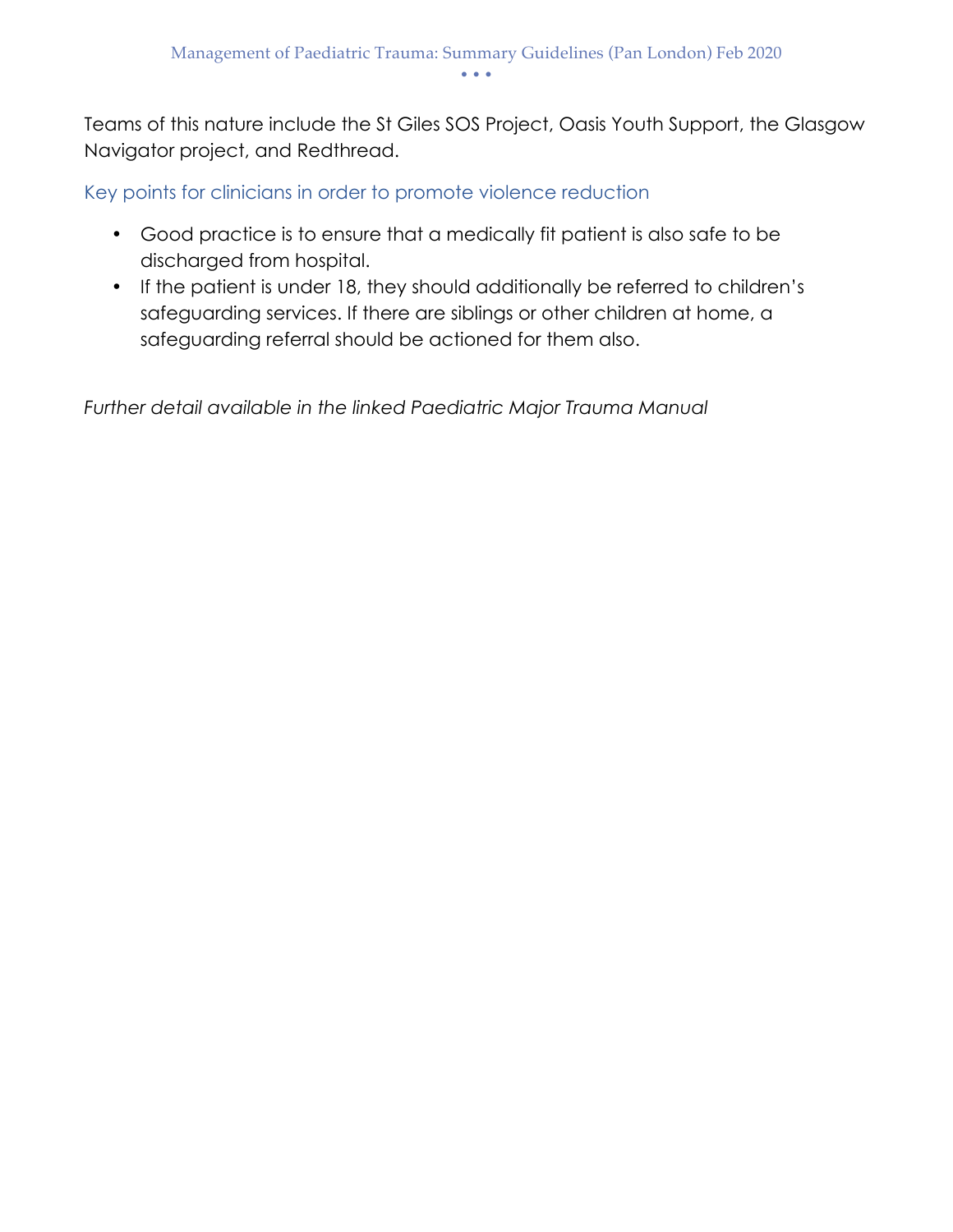Teams of this nature include the St Giles SOS Project, Oasis Youth Support, the Glasgow Navigator project, and Redthread.

### Key points for clinicians in order to promote violence reduction

- Good practice is to ensure that a medically fit patient is also safe to be discharged from hospital.
- If the patient is under 18, they should additionally be referred to children's safeguarding services. If there are siblings or other children at home, a safeguarding referral should be actioned for them also.

*Further detail available in the linked Paediatric Major Trauma Manual*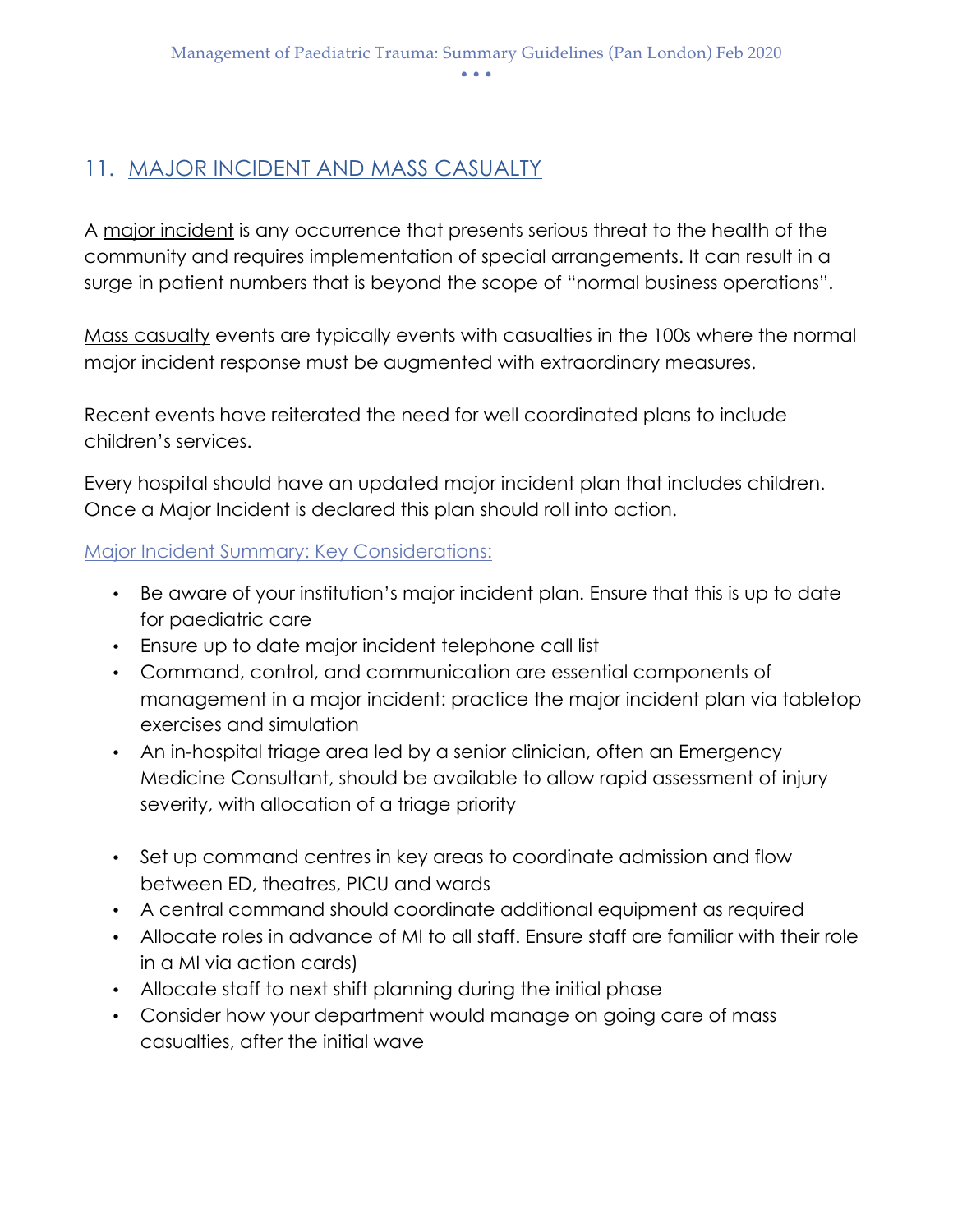## 11. MAJOR INCIDENT AND MASS CASUALTY

A major incident is any occurrence that presents serious threat to the health of the community and requires implementation of special arrangements. It can result in a surge in patient numbers that is beyond the scope of "normal business operations".

Mass casualty events are typically events with casualties in the 100s where the normal major incident response must be augmented with extraordinary measures.

Recent events have reiterated the need for well coordinated plans to include children's services.

Every hospital should have an updated major incident plan that includes children. Once a Major Incident is declared this plan should roll into action.

### Major Incident Summary: Key Considerations:

- Be aware of your institution's major incident plan. Ensure that this is up to date for paediatric care
- Ensure up to date major incident telephone call list
- Command, control, and communication are essential components of management in a major incident: practice the major incident plan via tabletop exercises and simulation
- An in-hospital triage area led by a senior clinician, often an Emergency Medicine Consultant, should be available to allow rapid assessment of injury severity, with allocation of a triage priority
- Set up command centres in key areas to coordinate admission and flow between ED, theatres, PICU and wards
- A central command should coordinate additional equipment as required
- Allocate roles in advance of MI to all staff. Ensure staff are familiar with their role in a MI via action cards)
- Allocate staff to next shift planning during the initial phase
- Consider how your department would manage on going care of mass casualties, after the initial wave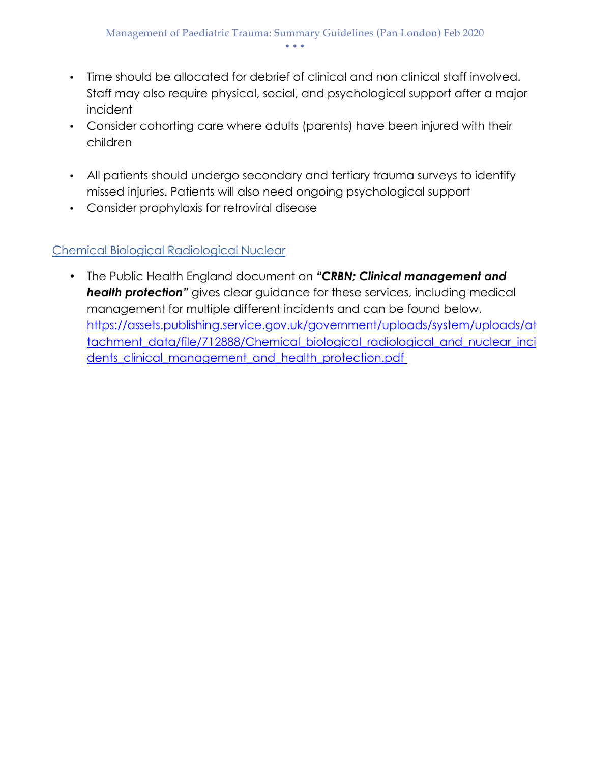- Time should be allocated for debrief of clinical and non clinical staff involved. Staff may also require physical, social, and psychological support after a major incident
- Consider cohorting care where adults (parents) have been injured with their children

- All patients should undergo secondary and tertiary trauma surveys to identify missed injuries. Patients will also need ongoing psychological support
- Consider prophylaxis for retroviral disease

## Chemical Biological Radiological Nuclear

- The Public Health England document on ***"CRBN; Clinical management and health protection"*** gives clear guidance for these services, including medical management for multiple different incidents and can be found below. https://assets.publishing.service.gov.uk/government/uploads/system/uploads/attachment_data/file/712888/Chemical_biological_radiological_and_nuclear_incidents_clinical_management_and_health_protection.pdf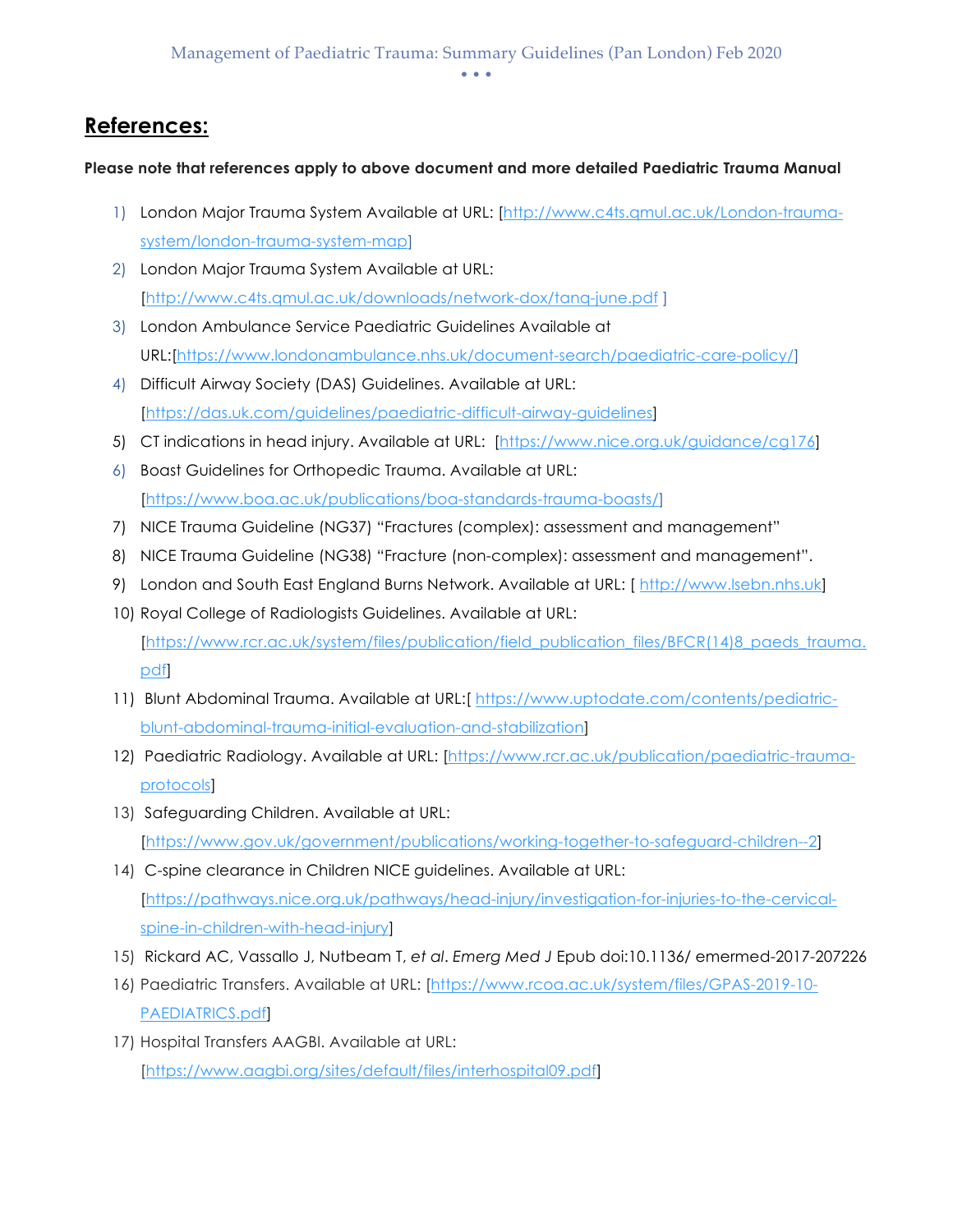## References:

**Please note that references apply to above document and more detailed Paediatric Trauma Manual**

1) London Major Trauma System Available at URL: [http://www.c4ts.qmul.ac.uk/London-trauma-system/london-trauma-system-map]
2) London Major Trauma System Available at URL: [http://www.c4ts.qmul.ac.uk/downloads/network-dox/tanq-june.pdf ]
3) London Ambulance Service Paediatric Guidelines Available at URL:[https://www.londonambulance.nhs.uk/document-search/paediatric-care-policy/]
4) Difficult Airway Society (DAS) Guidelines. Available at URL: [https://das.uk.com/guidelines/paediatric-difficult-airway-guidelines]
5) CT indications in head injury. Available at URL: [https://www.nice.org.uk/guidance/cg176]
6) Boast Guidelines for Orthopedic Trauma. Available at URL: [https://www.boa.ac.uk/publications/boa-standards-trauma-boasts/]
7) NICE Trauma Guideline (NG37) "Fractures (complex): assessment and management"
8) NICE Trauma Guideline (NG38) "Fracture (non-complex): assessment and management".
9) London and South East England Burns Network. Available at URL: [ http://www.lsebn.nhs.uk]
10) Royal College of Radiologists Guidelines. Available at URL: [https://www.rcr.ac.uk/system/files/publication/field_publication_files/BFCR(14)8_paeds_trauma.pdf]
11) Blunt Abdominal Trauma. Available at URL:[ https://www.uptodate.com/contents/pediatric-blunt-abdominal-trauma-initial-evaluation-and-stabilization]
12) Paediatric Radiology. Available at URL: [https://www.rcr.ac.uk/publication/paediatric-trauma-protocols]
13) Safeguarding Children. Available at URL: [https://www.gov.uk/government/publications/working-together-to-safeguard-children--2]
14) C-spine clearance in Children NICE guidelines. Available at URL: [https://pathways.nice.org.uk/pathways/head-injury/investigation-for-injuries-to-the-cervical-spine-in-children-with-head-injury]
15) Rickard AC, Vassallo J, Nutbeam T, *et al*. *Emerg Med J* Epub doi:10.1136/ emermed-2017-207226
16) Paediatric Transfers. Available at URL: [https://www.rcoa.ac.uk/system/files/GPAS-2019-10-PAEDIATRICS.pdf]
17) Hospital Transfers AAGBI. Available at URL: [https://www.aagbi.org/sites/default/files/interhospital09.pdf]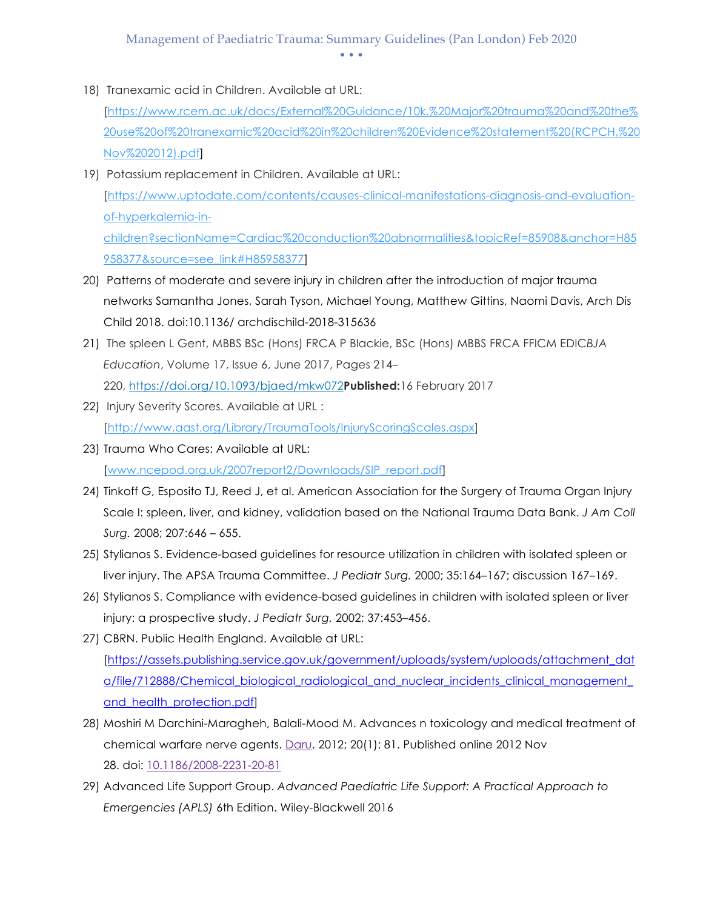18) Tranexamic acid in Children. Available at URL: [https://www.rcem.ac.uk/docs/External%20Guidance/10k.%20Major%20trauma%20and%20the%20use%20of%20tranexamic%20acid%20in%20children%20Evidence%20statement%20(RCPCH,%20Nov%202012).pdf]

19) Potassium replacement in Children. Available at URL: [https://www.uptodate.com/contents/causes-clinical-manifestations-diagnosis-and-evaluation-of-hyperkalemia-in-children?sectionName=Cardiac%20conduction%20abnormalities&topicRef=85908&anchor=H85958377&source=see_link#H85958377]

20) Patterns of moderate and severe injury in children after the introduction of major trauma networks Samantha Jones, Sarah Tyson, Michael Young, Matthew Gittins, Naomi Davis, Arch Dis Child 2018. doi:10.1136/ archdischild-2018-315636

21) The spleen L Gent, MBBS BSc (Hons) FRCA P Blackie, BSc (Hons) MBBS FRCA FFICM EDIC*BJA Education*, Volume 17, Issue 6, June 2017, Pages 214–220, https://doi.org/10.1093/bjaed/mkw072**Published:**16 February 2017

22) Injury Severity Scores. Available at URL : [http://www.aast.org/Library/TraumaTools/InjuryScoringScales.aspx]

23) Trauma Who Cares: Available at URL: [www.ncepod.org.uk/2007report2/Downloads/SIP_report.pdf]

24) Tinkoff G, Esposito TJ, Reed J, et al. American Association for the Surgery of Trauma Organ Injury Scale I: spleen, liver, and kidney, validation based on the National Trauma Data Bank. *J Am Coll Surg.* 2008; 207:646 – 655.

25) Stylianos S. Evidence-based guidelines for resource utilization in children with isolated spleen or liver injury. The APSA Trauma Committee. *J Pediatr Surg.* 2000; 35:164–167; discussion 167–169.

26) Stylianos S. Compliance with evidence-based guidelines in children with isolated spleen or liver injury: a prospective study. *J Pediatr Surg.* 2002; 37:453–456.

27) CBRN. Public Health England. Available at URL: [https://assets.publishing.service.gov.uk/government/uploads/system/uploads/attachment_data/file/712888/Chemical_biological_radiological_and_nuclear_incidents_clinical_management_and_health_protection.pdf]

28) Moshiri M Darchini-Maragheh, Balali-Mood M. Advances n toxicology and medical treatment of chemical warfare nerve agents. Daru. 2012; 20(1): 81. Published online 2012 Nov 28. doi: 10.1186/2008-2231-20-81

29) Advanced Life Support Group. *Advanced Paediatric Life Support: A Practical Approach to Emergencies (APLS)* 6th Edition. Wiley-Blackwell 2016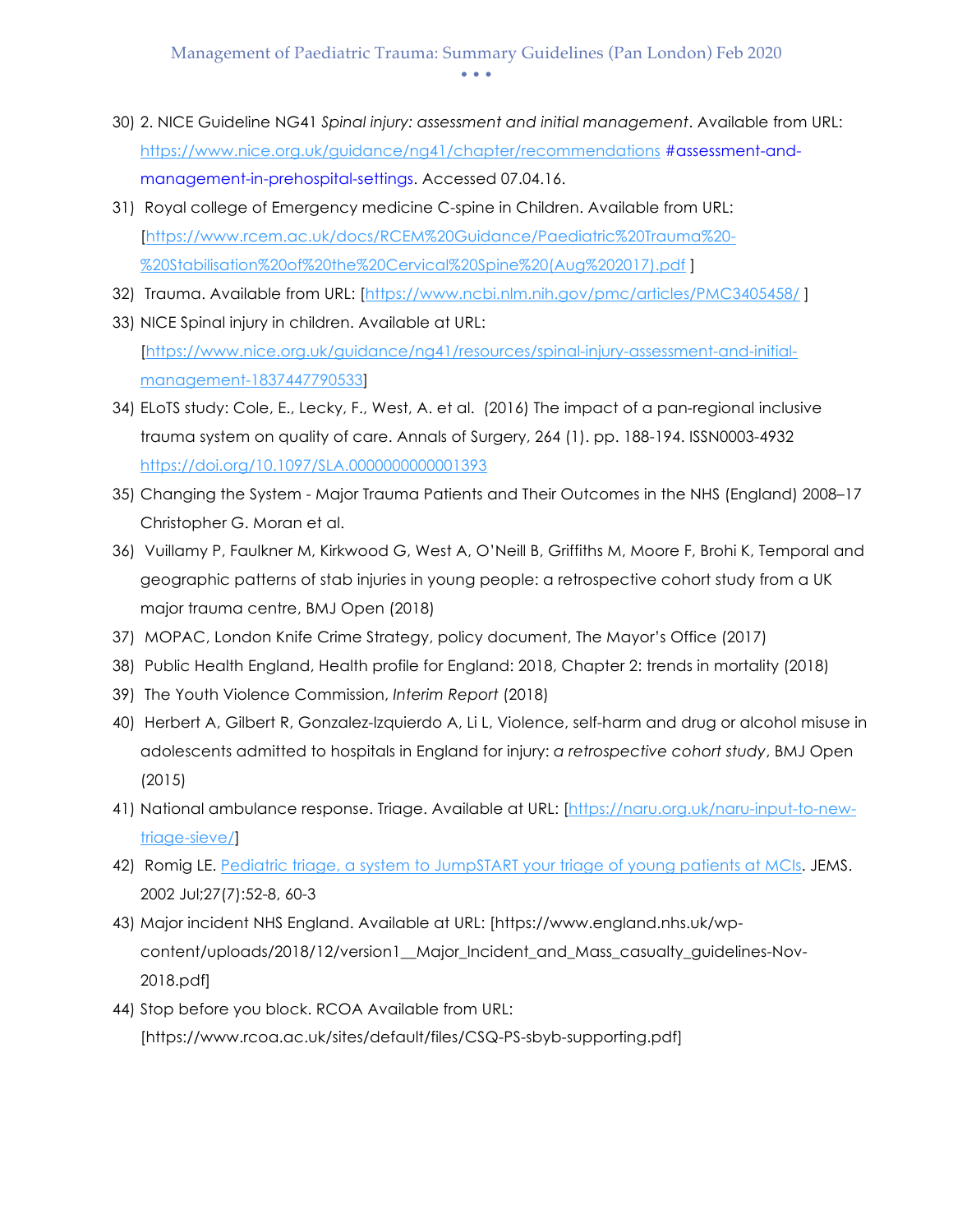30) 2. NICE Guideline NG41 *Spinal injury: assessment and initial management*. Available from URL: https://www.nice.org.uk/guidance/ng41/chapter/recommendations #assessment-and-management-in-prehospital-settings. Accessed 07.04.16.
31) Royal college of Emergency medicine C-spine in Children. Available from URL: [https://www.rcem.ac.uk/docs/RCEM%20Guidance/Paediatric%20Trauma%20-%20Stabilisation%20of%20the%20Cervical%20Spine%20(Aug%202017).pdf ]
32) Trauma. Available from URL: [https://www.ncbi.nlm.nih.gov/pmc/articles/PMC3405458/ ]
33) NICE Spinal injury in children. Available at URL: [https://www.nice.org.uk/guidance/ng41/resources/spinal-injury-assessment-and-initial-management-1837447790533]
34) ELoTS study: Cole, E., Lecky, F., West, A. et al. (2016) The impact of a pan-regional inclusive trauma system on quality of care. Annals of Surgery, 264 (1). pp. 188-194. ISSN0003-4932 https://doi.org/10.1097/SLA.0000000000001393
35) Changing the System - Major Trauma Patients and Their Outcomes in the NHS (England) 2008–17 Christopher G. Moran et al.
36) Vuillamy P, Faulkner M, Kirkwood G, West A, O'Neill B, Griffiths M, Moore F, Brohi K, Temporal and geographic patterns of stab injuries in young people: a retrospective cohort study from a UK major trauma centre, BMJ Open (2018)
37) MOPAC, London Knife Crime Strategy, policy document, The Mayor's Office (2017)
38) Public Health England, Health profile for England: 2018, Chapter 2: trends in mortality (2018)
39) The Youth Violence Commission, *Interim Report* (2018)
40) Herbert A, Gilbert R, Gonzalez-Izquierdo A, Li L, Violence, self-harm and drug or alcohol misuse in adolescents admitted to hospitals in England for injury: *a retrospective cohort study*, BMJ Open (2015)
41) National ambulance response. Triage. Available at URL: [https://naru.org.uk/naru-input-to-new-triage-sieve/]
42) Romig LE. Pediatric triage, a system to JumpSTART your triage of young patients at MCIs. JEMS. 2002 Jul;27(7):52-8, 60-3
43) Major incident NHS England. Available at URL: [https://www.england.nhs.uk/wp-content/uploads/2018/12/version1__Major_Incident_and_Mass_casualty_guidelines-Nov-2018.pdf]
44) Stop before you block. RCOA Available from URL: [https://www.rcoa.ac.uk/sites/default/files/CSQ-PS-sbyb-supporting.pdf]